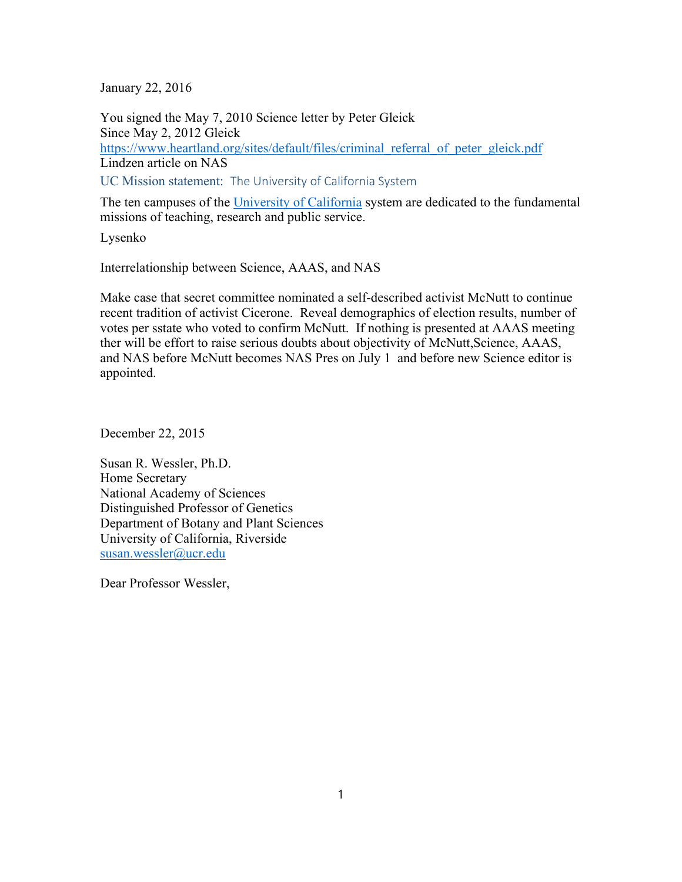January 22, 2016

You signed the May 7, 2010 Science letter by Peter Gleick  
Since May 2, 2012 Gleick  
https://www.heartland.org/sites/default/files/criminal_referral_of_peter_gleick.pdf  
Lindzen article on NAS

UC Mission statement: The University of California System

The ten campuses of the University of California system are dedicated to the fundamental missions of teaching, research and public service.

Lysenko

Interrelationship between Science, AAAS, and NAS

Make case that secret committee nominated a self-described activist McNutt to continue recent tradition of activist Cicerone. Reveal demographics of election results, number of votes per sstate who voted to confirm McNutt. If nothing is presented at AAAS meeting ther will be effort to raise serious doubts about objectivity of McNutt,Science, AAAS, and NAS before McNutt becomes NAS Pres on July 1 and before new Science editor is appointed.

December 22, 2015

Susan R. Wessler, Ph.D.  
Home Secretary  
National Academy of Sciences  
Distinguished Professor of Genetics  
Department of Botany and Plant Sciences  
University of California, Riverside  
susan.wessler@ucr.edu

Dear Professor Wessler,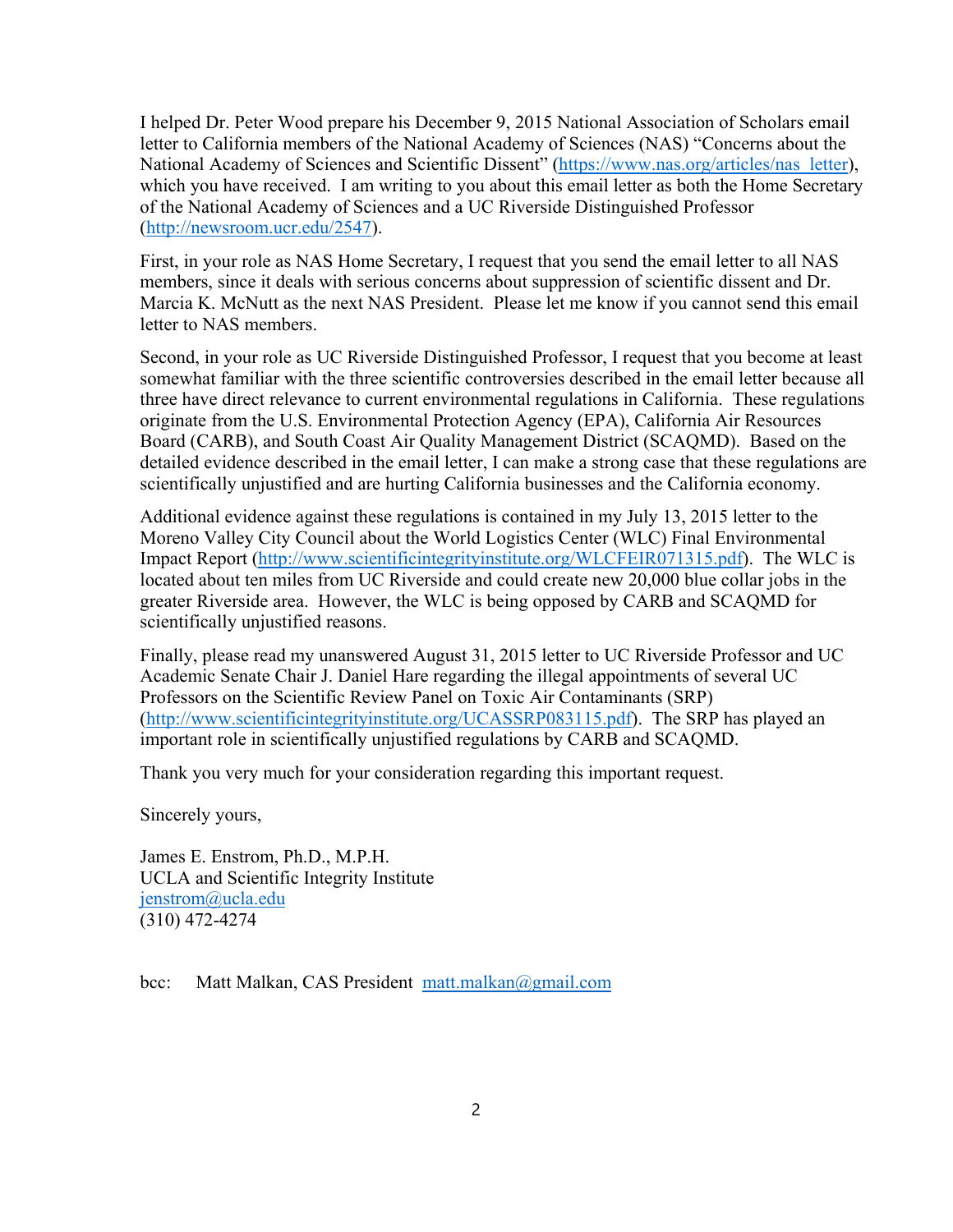I helped Dr. Peter Wood prepare his December 9, 2015 National Association of Scholars email letter to California members of the National Academy of Sciences (NAS) "Concerns about the National Academy of Sciences and Scientific Dissent" (https://www.nas.org/articles/nas_letter), which you have received. I am writing to you about this email letter as both the Home Secretary of the National Academy of Sciences and a UC Riverside Distinguished Professor (http://newsroom.ucr.edu/2547).

First, in your role as NAS Home Secretary, I request that you send the email letter to all NAS members, since it deals with serious concerns about suppression of scientific dissent and Dr. Marcia K. McNutt as the next NAS President. Please let me know if you cannot send this email letter to NAS members.

Second, in your role as UC Riverside Distinguished Professor, I request that you become at least somewhat familiar with the three scientific controversies described in the email letter because all three have direct relevance to current environmental regulations in California. These regulations originate from the U.S. Environmental Protection Agency (EPA), California Air Resources Board (CARB), and South Coast Air Quality Management District (SCAQMD). Based on the detailed evidence described in the email letter, I can make a strong case that these regulations are scientifically unjustified and are hurting California businesses and the California economy.

Additional evidence against these regulations is contained in my July 13, 2015 letter to the Moreno Valley City Council about the World Logistics Center (WLC) Final Environmental Impact Report (http://www.scientificintegrityinstitute.org/WLCFEIR071315.pdf). The WLC is located about ten miles from UC Riverside and could create new 20,000 blue collar jobs in the greater Riverside area. However, the WLC is being opposed by CARB and SCAQMD for scientifically unjustified reasons.

Finally, please read my unanswered August 31, 2015 letter to UC Riverside Professor and UC Academic Senate Chair J. Daniel Hare regarding the illegal appointments of several UC Professors on the Scientific Review Panel on Toxic Air Contaminants (SRP) (http://www.scientificintegrityinstitute.org/UCASSRP083115.pdf). The SRP has played an important role in scientifically unjustified regulations by CARB and SCAQMD.

Thank you very much for your consideration regarding this important request.

Sincerely yours,

James E. Enstrom, Ph.D., M.P.H.
UCLA and Scientific Integrity Institute
jenstrom@ucla.edu
(310) 472-4274

bcc: Matt Malkan, CAS President matt.malkan@gmail.com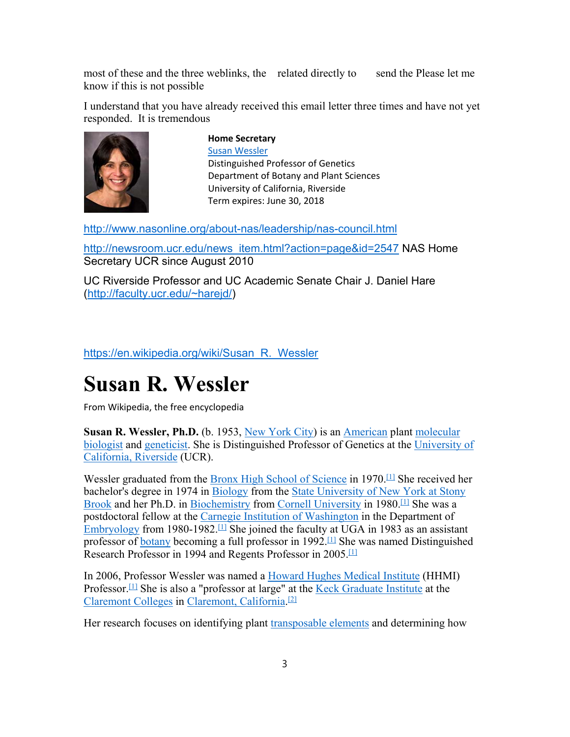most of these and the three weblinks, the   related directly to    send the Please let me know if this is not possible

I understand that you have already received this email letter three times and have not yet responded.  It is tremendous

**Home Secretary**
Susan Wessler
Distinguished Professor of Genetics
Department of Botany and Plant Sciences
University of California, Riverside
Term expires: June 30, 2018

http://www.nasonline.org/about-nas/leadership/nas-council.html

http://newsroom.ucr.edu/news_item.html?action=page&id=2547 NAS Home Secretary UCR since August 2010

UC Riverside Professor and UC Academic Senate Chair J. Daniel Hare (http://faculty.ucr.edu/~harejd/)

https://en.wikipedia.org/wiki/Susan_R._Wessler

# Susan R. Wessler

From Wikipedia, the free encyclopedia

**Susan R. Wessler, Ph.D.** (b. 1953, New York City) is an American plant molecular biologist and geneticist. She is Distinguished Professor of Genetics at the University of California, Riverside (UCR).

Wessler graduated from the Bronx High School of Science in 1970.[1] She received her bachelor's degree in 1974 in Biology from the State University of New York at Stony Brook and her Ph.D. in Biochemistry from Cornell University in 1980.[1] She was a postdoctoral fellow at the Carnegie Institution of Washington in the Department of Embryology from 1980-1982.[1] She joined the faculty at UGA in 1983 as an assistant professor of botany becoming a full professor in 1992.[1] She was named Distinguished Research Professor in 1994 and Regents Professor in 2005.[1]

In 2006, Professor Wessler was named a Howard Hughes Medical Institute (HHMI) Professor.[1] She is also a "professor at large" at the Keck Graduate Institute at the Claremont Colleges in Claremont, California.[2]

Her research focuses on identifying plant transposable elements and determining how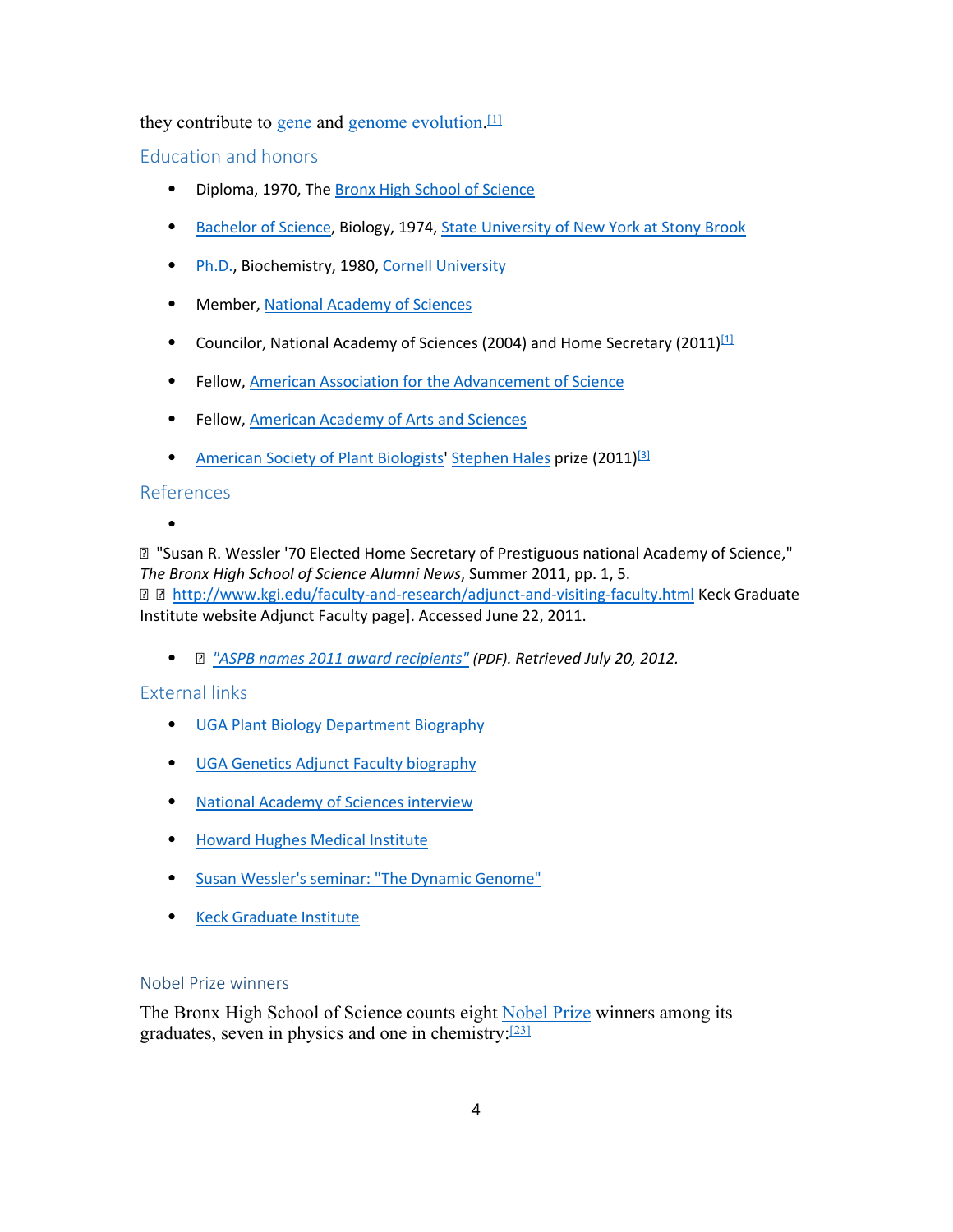they contribute to gene and genome evolution.[1]

## Education and honors

- Diploma, 1970, The Bronx High School of Science
- Bachelor of Science, Biology, 1974, State University of New York at Stony Brook
- Ph.D., Biochemistry, 1980, Cornell University
- Member, National Academy of Sciences
- Councilor, National Academy of Sciences (2004) and Home Secretary (2011)[1]
- Fellow, American Association for the Advancement of Science
- Fellow, American Academy of Arts and Sciences
- American Society of Plant Biologists' Stephen Hales prize (2011)[3]

## References

- 

"Susan R. Wessler '70 Elected Home Secretary of Prestiguous national Academy of Science," *The Bronx High School of Science Alumni News*, Summer 2011, pp. 1, 5.
http://www.kgi.edu/faculty-and-research/adjunct-and-visiting-faculty.html Keck Graduate Institute website Adjunct Faculty page]. Accessed June 22, 2011.

- *"ASPB names 2011 award recipients" (PDF). Retrieved July 20, 2012.*

## External links

- UGA Plant Biology Department Biography
- UGA Genetics Adjunct Faculty biography
- National Academy of Sciences interview
- Howard Hughes Medical Institute
- Susan Wessler's seminar: "The Dynamic Genome"
- Keck Graduate Institute

### Nobel Prize winners

The Bronx High School of Science counts eight Nobel Prize winners among its graduates, seven in physics and one in chemistry:[23]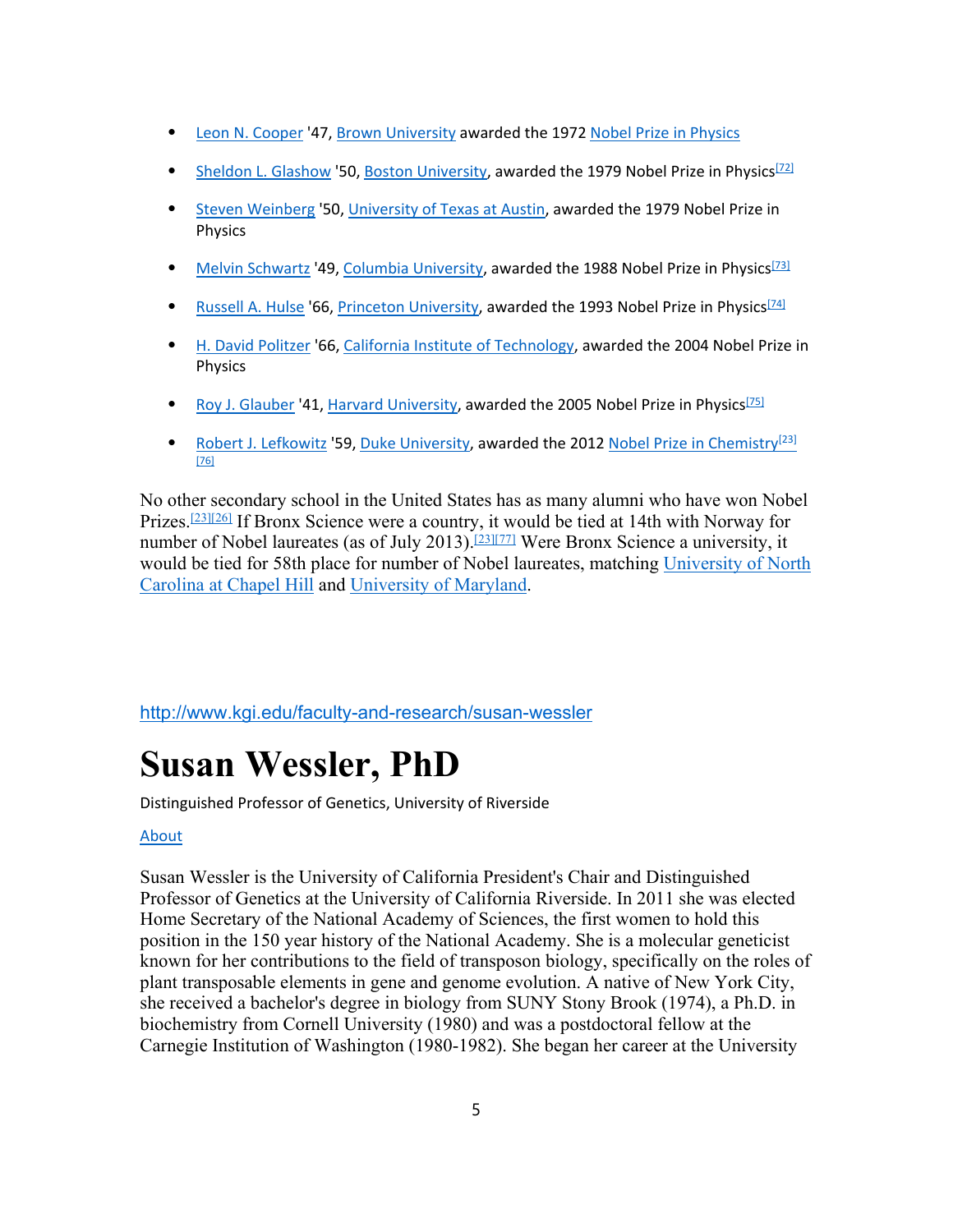- Leon N. Cooper '47, Brown University awarded the 1972 Nobel Prize in Physics
- Sheldon L. Glashow '50, Boston University, awarded the 1979 Nobel Prize in Physics[72]
- Steven Weinberg '50, University of Texas at Austin, awarded the 1979 Nobel Prize in Physics
- Melvin Schwartz '49, Columbia University, awarded the 1988 Nobel Prize in Physics[73]
- Russell A. Hulse '66, Princeton University, awarded the 1993 Nobel Prize in Physics[74]
- H. David Politzer '66, California Institute of Technology, awarded the 2004 Nobel Prize in Physics
- Roy J. Glauber '41, Harvard University, awarded the 2005 Nobel Prize in Physics[75]
- Robert J. Lefkowitz '59, Duke University, awarded the 2012 Nobel Prize in Chemistry[23][76]

No other secondary school in the United States has as many alumni who have won Nobel Prizes.[23][26] If Bronx Science were a country, it would be tied at 14th with Norway for number of Nobel laureates (as of July 2013).[23][77] Were Bronx Science a university, it would be tied for 58th place for number of Nobel laureates, matching University of North Carolina at Chapel Hill and University of Maryland.

http://www.kgi.edu/faculty-and-research/susan-wessler

# Susan Wessler, PhD

Distinguished Professor of Genetics, University of Riverside

About

Susan Wessler is the University of California President's Chair and Distinguished Professor of Genetics at the University of California Riverside. In 2011 she was elected Home Secretary of the National Academy of Sciences, the first women to hold this position in the 150 year history of the National Academy. She is a molecular geneticist known for her contributions to the field of transposon biology, specifically on the roles of plant transposable elements in gene and genome evolution. A native of New York City, she received a bachelor's degree in biology from SUNY Stony Brook (1974), a Ph.D. in biochemistry from Cornell University (1980) and was a postdoctoral fellow at the Carnegie Institution of Washington (1980-1982). She began her career at the University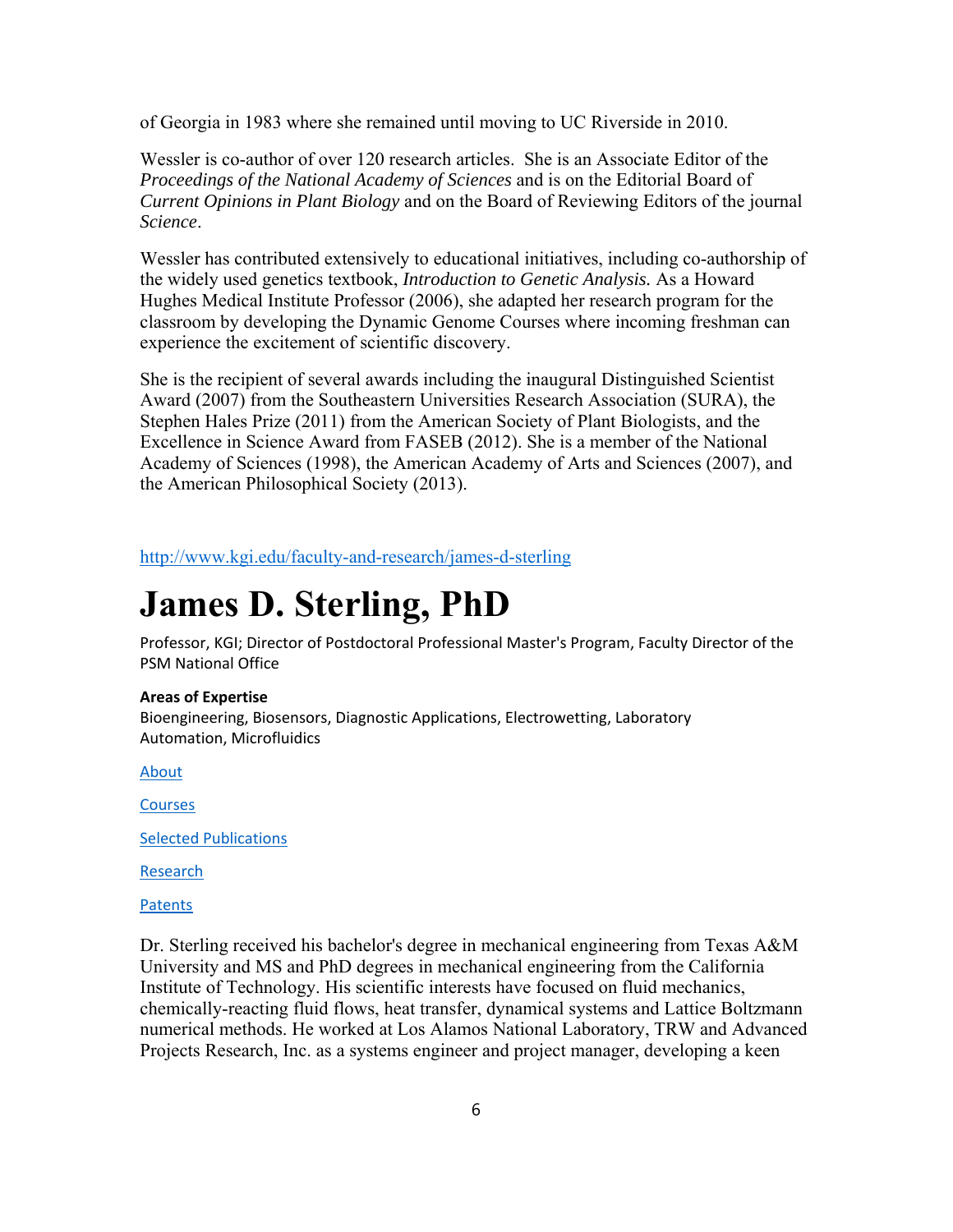of Georgia in 1983 where she remained until moving to UC Riverside in 2010.

Wessler is co-author of over 120 research articles. She is an Associate Editor of the *Proceedings of the National Academy of Sciences* and is on the Editorial Board of *Current Opinions in Plant Biology* and on the Board of Reviewing Editors of the journal *Science*.

Wessler has contributed extensively to educational initiatives, including co-authorship of the widely used genetics textbook, *Introduction to Genetic Analysis.* As a Howard Hughes Medical Institute Professor (2006), she adapted her research program for the classroom by developing the Dynamic Genome Courses where incoming freshman can experience the excitement of scientific discovery.

She is the recipient of several awards including the inaugural Distinguished Scientist Award (2007) from the Southeastern Universities Research Association (SURA), the Stephen Hales Prize (2011) from the American Society of Plant Biologists, and the Excellence in Science Award from FASEB (2012). She is a member of the National Academy of Sciences (1998), the American Academy of Arts and Sciences (2007), and the American Philosophical Society (2013).

http://www.kgi.edu/faculty-and-research/james-d-sterling

# James D. Sterling, PhD

Professor, KGI; Director of Postdoctoral Professional Master's Program, Faculty Director of the PSM National Office

**Areas of Expertise**
Bioengineering, Biosensors, Diagnostic Applications, Electrowetting, Laboratory Automation, Microfluidics

About

Courses

Selected Publications

Research

Patents

Dr. Sterling received his bachelor's degree in mechanical engineering from Texas A&M University and MS and PhD degrees in mechanical engineering from the California Institute of Technology. His scientific interests have focused on fluid mechanics, chemically-reacting fluid flows, heat transfer, dynamical systems and Lattice Boltzmann numerical methods. He worked at Los Alamos National Laboratory, TRW and Advanced Projects Research, Inc. as a systems engineer and project manager, developing a keen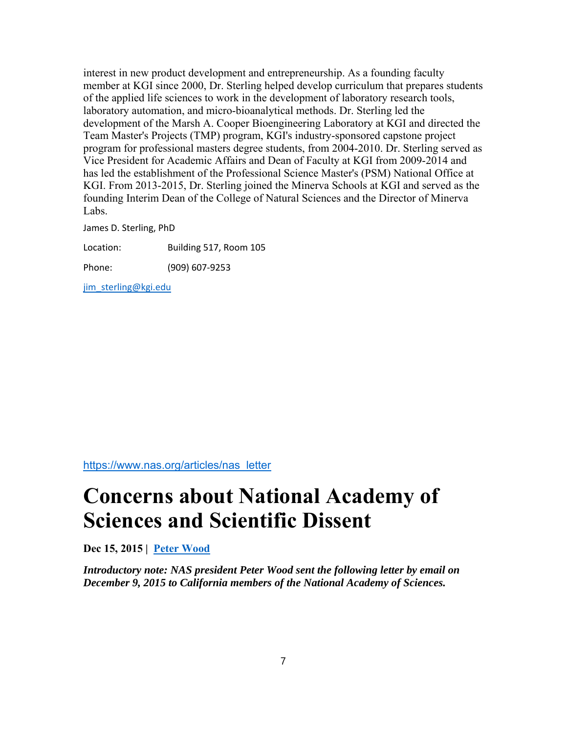interest in new product development and entrepreneurship. As a founding faculty member at KGI since 2000, Dr. Sterling helped develop curriculum that prepares students of the applied life sciences to work in the development of laboratory research tools, laboratory automation, and micro-bioanalytical methods. Dr. Sterling led the development of the Marsh A. Cooper Bioengineering Laboratory at KGI and directed the Team Master's Projects (TMP) program, KGI's industry-sponsored capstone project program for professional masters degree students, from 2004-2010. Dr. Sterling served as Vice President for Academic Affairs and Dean of Faculty at KGI from 2009-2014 and has led the establishment of the Professional Science Master's (PSM) National Office at KGI. From 2013-2015, Dr. Sterling joined the Minerva Schools at KGI and served as the founding Interim Dean of the College of Natural Sciences and the Director of Minerva Labs.

James D. Sterling, PhD

Location: Building 517, Room 105

Phone: (909) 607-9253

jim_sterling@kgi.edu

https://www.nas.org/articles/nas_letter

# Concerns about National Academy of Sciences and Scientific Dissent

**Dec 15, 2015 | Peter Wood**

***Introductory note: NAS president Peter Wood sent the following letter by email on December 9, 2015 to California members of the National Academy of Sciences.***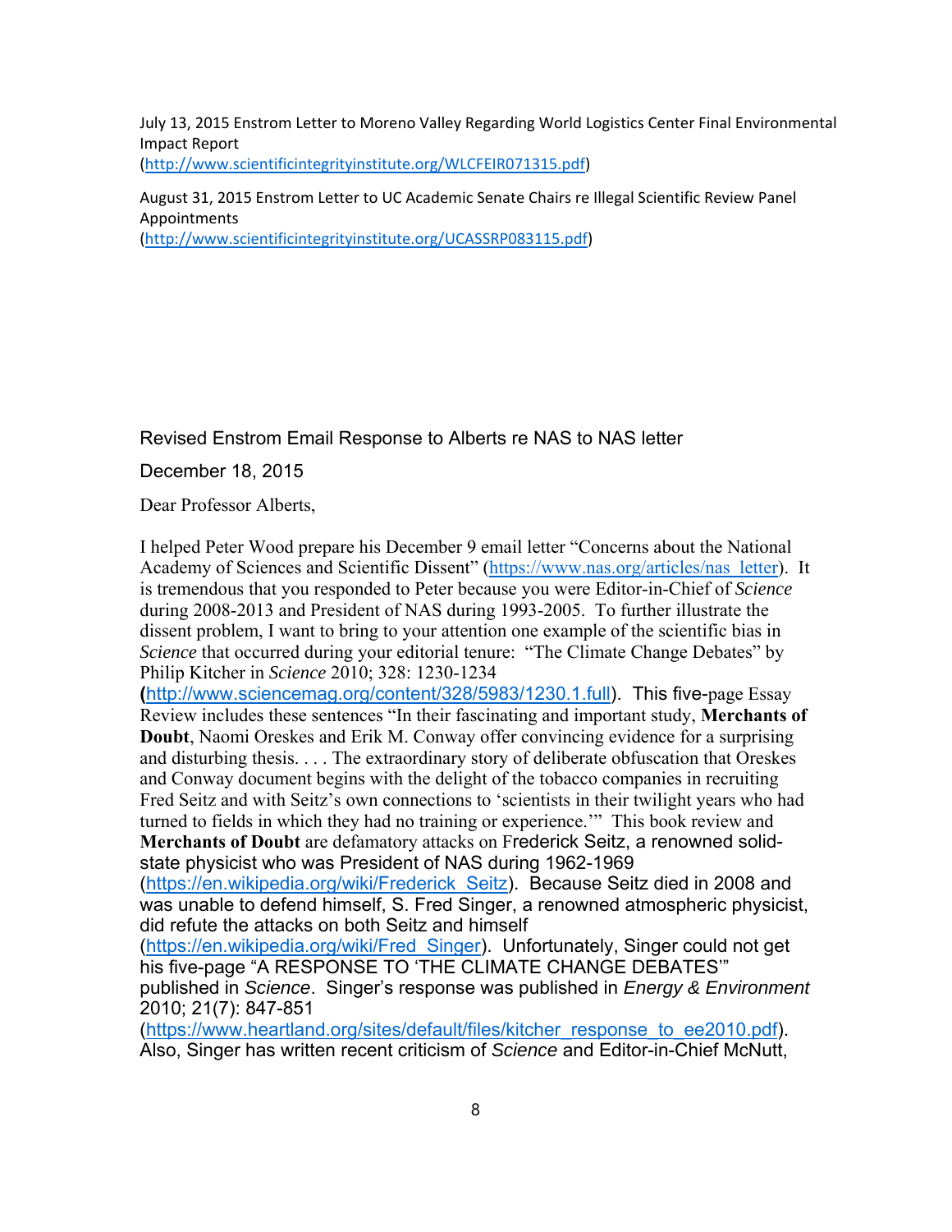July 13, 2015 Enstrom Letter to Moreno Valley Regarding World Logistics Center Final Environmental Impact Report
(http://www.scientificintegrityinstitute.org/WLCFEIR071315.pdf)

August 31, 2015 Enstrom Letter to UC Academic Senate Chairs re Illegal Scientific Review Panel Appointments
(http://www.scientificintegrityinstitute.org/UCASSRP083115.pdf)

Revised Enstrom Email Response to Alberts re NAS to NAS letter

December 18, 2015

Dear Professor Alberts,

I helped Peter Wood prepare his December 9 email letter "Concerns about the National Academy of Sciences and Scientific Dissent" (https://www.nas.org/articles/nas_letter). It is tremendous that you responded to Peter because you were Editor-in-Chief of *Science* during 2008-2013 and President of NAS during 1993-2005. To further illustrate the dissent problem, I want to bring to your attention one example of the scientific bias in *Science* that occurred during your editorial tenure: "The Climate Change Debates" by Philip Kitcher in *Science* 2010; 328: 1230-1234 (http://www.sciencemag.org/content/328/5983/1230.1.full). This five-page Essay Review includes these sentences "In their fascinating and important study, **Merchants of Doubt**, Naomi Oreskes and Erik M. Conway offer convincing evidence for a surprising and disturbing thesis. . . . The extraordinary story of deliberate obfuscation that Oreskes and Conway document begins with the delight of the tobacco companies in recruiting Fred Seitz and with Seitz's own connections to 'scientists in their twilight years who had turned to fields in which they had no training or experience.'" This book review and **Merchants of Doubt** are defamatory attacks on Frederick Seitz, a renowned solid-state physicist who was President of NAS during 1962-1969 (https://en.wikipedia.org/wiki/Frederick_Seitz). Because Seitz died in 2008 and was unable to defend himself, S. Fred Singer, a renowned atmospheric physicist, did refute the attacks on both Seitz and himself (https://en.wikipedia.org/wiki/Fred_Singer). Unfortunately, Singer could not get his five-page "A RESPONSE TO 'THE CLIMATE CHANGE DEBATES'" published in *Science*. Singer's response was published in *Energy & Environment* 2010; 21(7): 847-851 (https://www.heartland.org/sites/default/files/kitcher_response_to_ee2010.pdf). Also, Singer has written recent criticism of *Science* and Editor-in-Chief McNutt,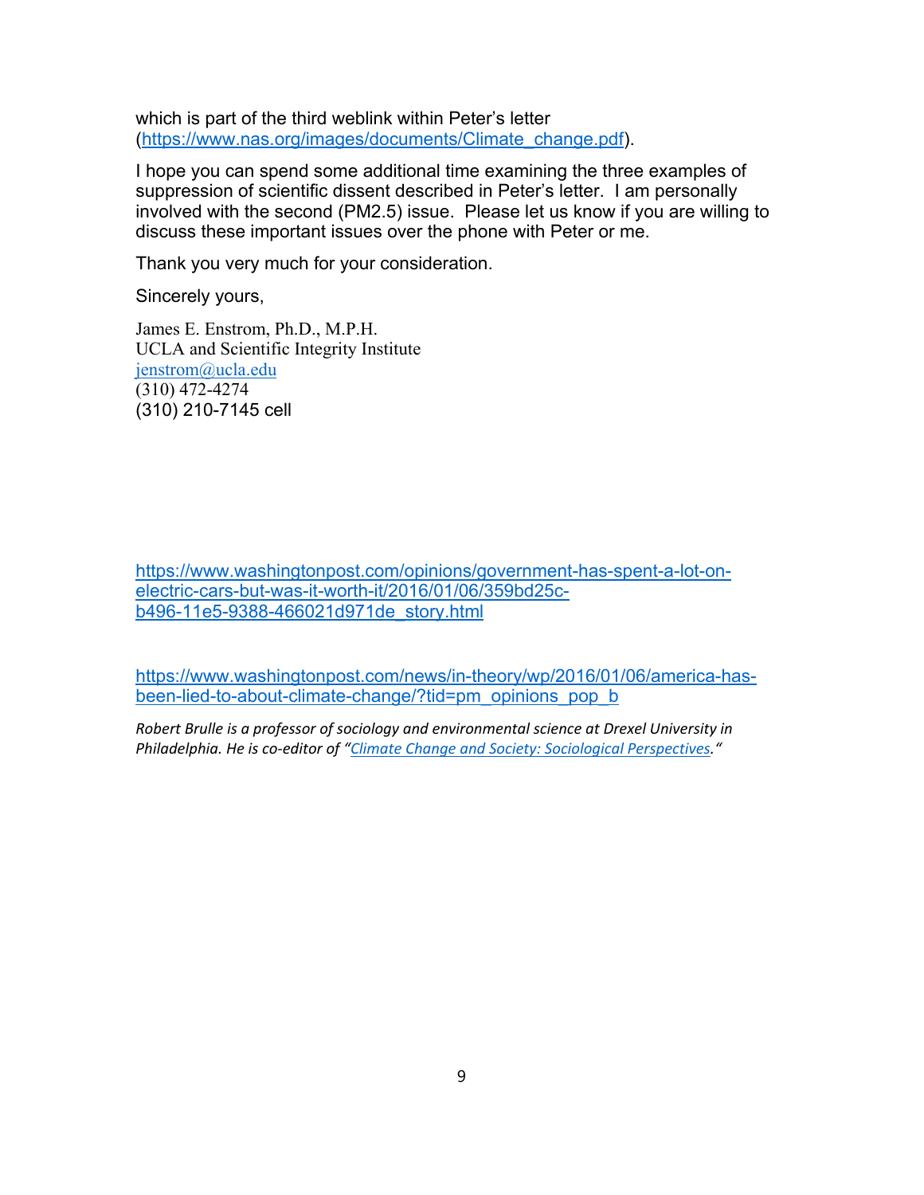which is part of the third weblink within Peter's letter (https://www.nas.org/images/documents/Climate_change.pdf).

I hope you can spend some additional time examining the three examples of suppression of scientific dissent described in Peter's letter. I am personally involved with the second (PM2.5) issue. Please let us know if you are willing to discuss these important issues over the phone with Peter or me.

Thank you very much for your consideration.

Sincerely yours,

James E. Enstrom, Ph.D., M.P.H.
UCLA and Scientific Integrity Institute
jenstrom@ucla.edu
(310) 472-4274
(310) 210-7145 cell

https://www.washingtonpost.com/opinions/government-has-spent-a-lot-on-electric-cars-but-was-it-worth-it/2016/01/06/359bd25c-b496-11e5-9388-466021d971de_story.html

https://www.washingtonpost.com/news/in-theory/wp/2016/01/06/america-has-been-lied-to-about-climate-change/?tid=pm_opinions_pop_b

*Robert Brulle is a professor of sociology and environmental science at Drexel University in Philadelphia. He is co-editor of "Climate Change and Society: Sociological Perspectives."*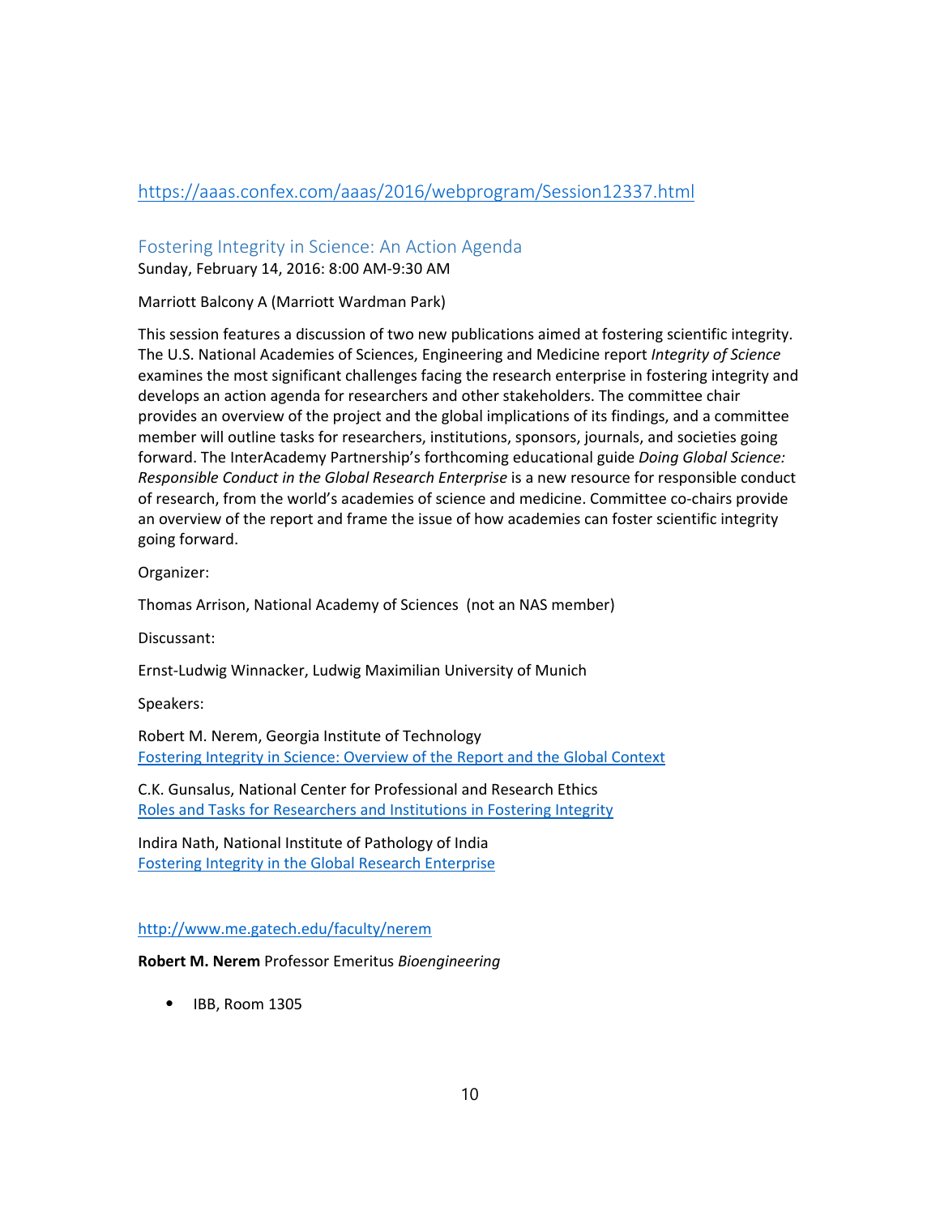https://aaas.confex.com/aaas/2016/webprogram/Session12337.html

## Fostering Integrity in Science: An Action Agenda

Sunday, February 14, 2016: 8:00 AM-9:30 AM

Marriott Balcony A (Marriott Wardman Park)

This session features a discussion of two new publications aimed at fostering scientific integrity. The U.S. National Academies of Sciences, Engineering and Medicine report *Integrity of Science* examines the most significant challenges facing the research enterprise in fostering integrity and develops an action agenda for researchers and other stakeholders. The committee chair provides an overview of the project and the global implications of its findings, and a committee member will outline tasks for researchers, institutions, sponsors, journals, and societies going forward. The InterAcademy Partnership's forthcoming educational guide *Doing Global Science: Responsible Conduct in the Global Research Enterprise* is a new resource for responsible conduct of research, from the world's academies of science and medicine. Committee co-chairs provide an overview of the report and frame the issue of how academies can foster scientific integrity going forward.

Organizer:

Thomas Arrison, National Academy of Sciences (not an NAS member)

Discussant:

Ernst-Ludwig Winnacker, Ludwig Maximilian University of Munich

Speakers:

Robert M. Nerem, Georgia Institute of Technology
Fostering Integrity in Science: Overview of the Report and the Global Context

C.K. Gunsalus, National Center for Professional and Research Ethics
Roles and Tasks for Researchers and Institutions in Fostering Integrity

Indira Nath, National Institute of Pathology of India
Fostering Integrity in the Global Research Enterprise

http://www.me.gatech.edu/faculty/nerem

**Robert M. Nerem** Professor Emeritus *Bioengineering*

- IBB, Room 1305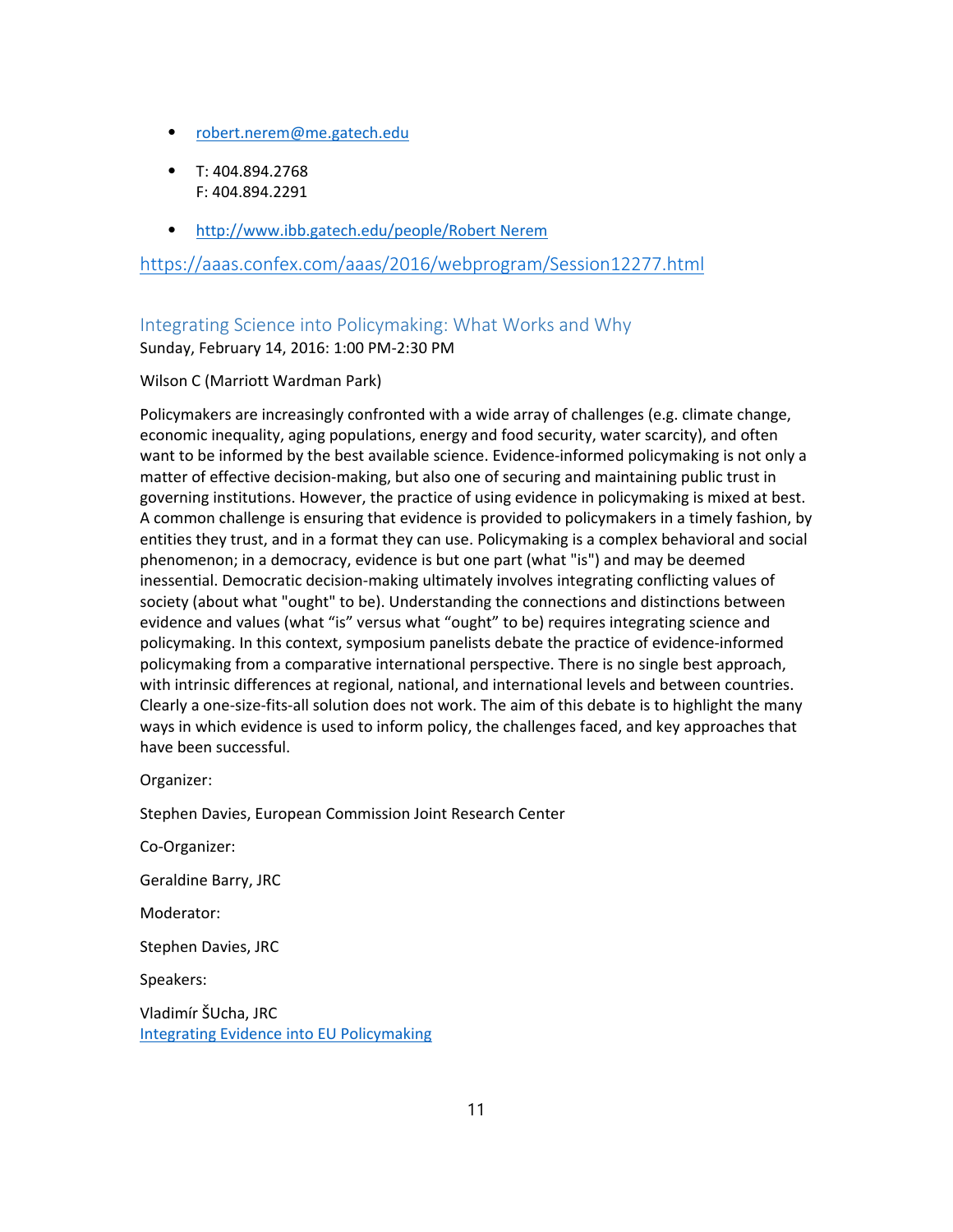- robert.nerem@me.gatech.edu
- T: 404.894.2768
  F: 404.894.2291
- http://www.ibb.gatech.edu/people/Robert Nerem

https://aaas.confex.com/aaas/2016/webprogram/Session12277.html

## Integrating Science into Policymaking: What Works and Why

Sunday, February 14, 2016: 1:00 PM-2:30 PM

Wilson C (Marriott Wardman Park)

Policymakers are increasingly confronted with a wide array of challenges (e.g. climate change, economic inequality, aging populations, energy and food security, water scarcity), and often want to be informed by the best available science. Evidence-informed policymaking is not only a matter of effective decision-making, but also one of securing and maintaining public trust in governing institutions. However, the practice of using evidence in policymaking is mixed at best. A common challenge is ensuring that evidence is provided to policymakers in a timely fashion, by entities they trust, and in a format they can use. Policymaking is a complex behavioral and social phenomenon; in a democracy, evidence is but one part (what "is") and may be deemed inessential. Democratic decision-making ultimately involves integrating conflicting values of society (about what "ought" to be). Understanding the connections and distinctions between evidence and values (what "is" versus what "ought" to be) requires integrating science and policymaking. In this context, symposium panelists debate the practice of evidence-informed policymaking from a comparative international perspective. There is no single best approach, with intrinsic differences at regional, national, and international levels and between countries. Clearly a one-size-fits-all solution does not work. The aim of this debate is to highlight the many ways in which evidence is used to inform policy, the challenges faced, and key approaches that have been successful.

Organizer:

Stephen Davies, European Commission Joint Research Center

Co-Organizer:

Geraldine Barry, JRC

Moderator:

Stephen Davies, JRC

Speakers:

Vladimír ŠUcha, JRC
Integrating Evidence into EU Policymaking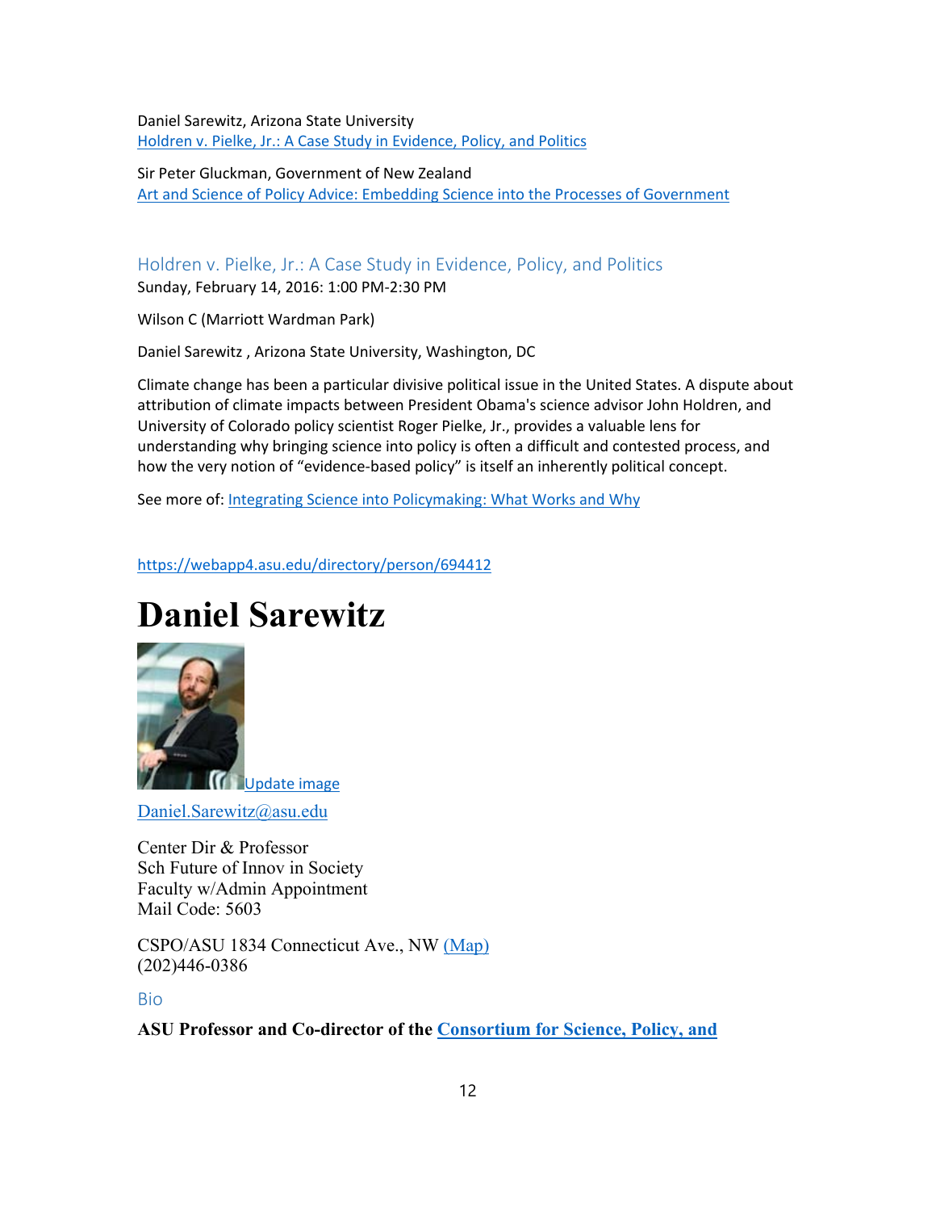Daniel Sarewitz, Arizona State University
[Holdren v. Pielke, Jr.: A Case Study in Evidence, Policy, and Politics]()

Sir Peter Gluckman, Government of New Zealand
[Art and Science of Policy Advice: Embedding Science into the Processes of Government]()

## Holdren v. Pielke, Jr.: A Case Study in Evidence, Policy, and Politics

Sunday, February 14, 2016: 1:00 PM-2:30 PM

Wilson C (Marriott Wardman Park)

Daniel Sarewitz , Arizona State University, Washington, DC

Climate change has been a particular divisive political issue in the United States. A dispute about attribution of climate impacts between President Obama's science advisor John Holdren, and University of Colorado policy scientist Roger Pielke, Jr., provides a valuable lens for understanding why bringing science into policy is often a difficult and contested process, and how the very notion of "evidence-based policy" is itself an inherently political concept.

See more of: [Integrating Science into Policymaking: What Works and Why]()

https://webapp4.asu.edu/directory/person/694412

# Daniel Sarewitz

Update image

Daniel.Sarewitz@asu.edu

Center Dir & Professor
Sch Future of Innov in Society
Faculty w/Admin Appointment
Mail Code: 5603

CSPO/ASU 1834 Connecticut Ave., NW (Map)
(202)446-0386

## Bio

**ASU Professor and Co-director of the Consortium for Science, Policy, and**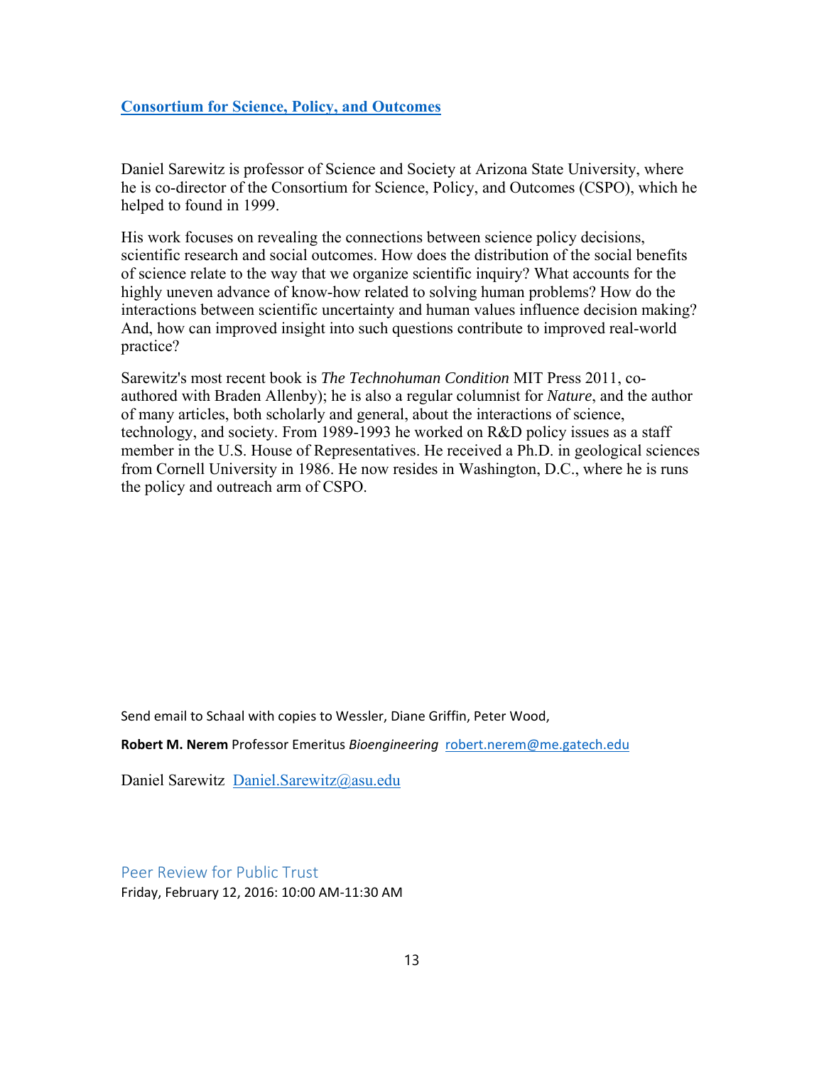**[Consortium for Science, Policy, and Outcomes]**

Daniel Sarewitz is professor of Science and Society at Arizona State University, where he is co-director of the Consortium for Science, Policy, and Outcomes (CSPO), which he helped to found in 1999.

His work focuses on revealing the connections between science policy decisions, scientific research and social outcomes. How does the distribution of the social benefits of science relate to the way that we organize scientific inquiry? What accounts for the highly uneven advance of know-how related to solving human problems? How do the interactions between scientific uncertainty and human values influence decision making? And, how can improved insight into such questions contribute to improved real-world practice?

Sarewitz's most recent book is *The Technohuman Condition* MIT Press 2011, co-authored with Braden Allenby); he is also a regular columnist for *Nature*, and the author of many articles, both scholarly and general, about the interactions of science, technology, and society. From 1989-1993 he worked on R&D policy issues as a staff member in the U.S. House of Representatives. He received a Ph.D. in geological sciences from Cornell University in 1986. He now resides in Washington, D.C., where he is runs the policy and outreach arm of CSPO.

Send email to Schaal with copies to Wessler, Diane Griffin, Peter Wood,

**Robert M. Nerem** Professor Emeritus *Bioengineering* robert.nerem@me.gatech.edu

Daniel Sarewitz Daniel.Sarewitz@asu.edu

## Peer Review for Public Trust

Friday, February 12, 2016: 10:00 AM-11:30 AM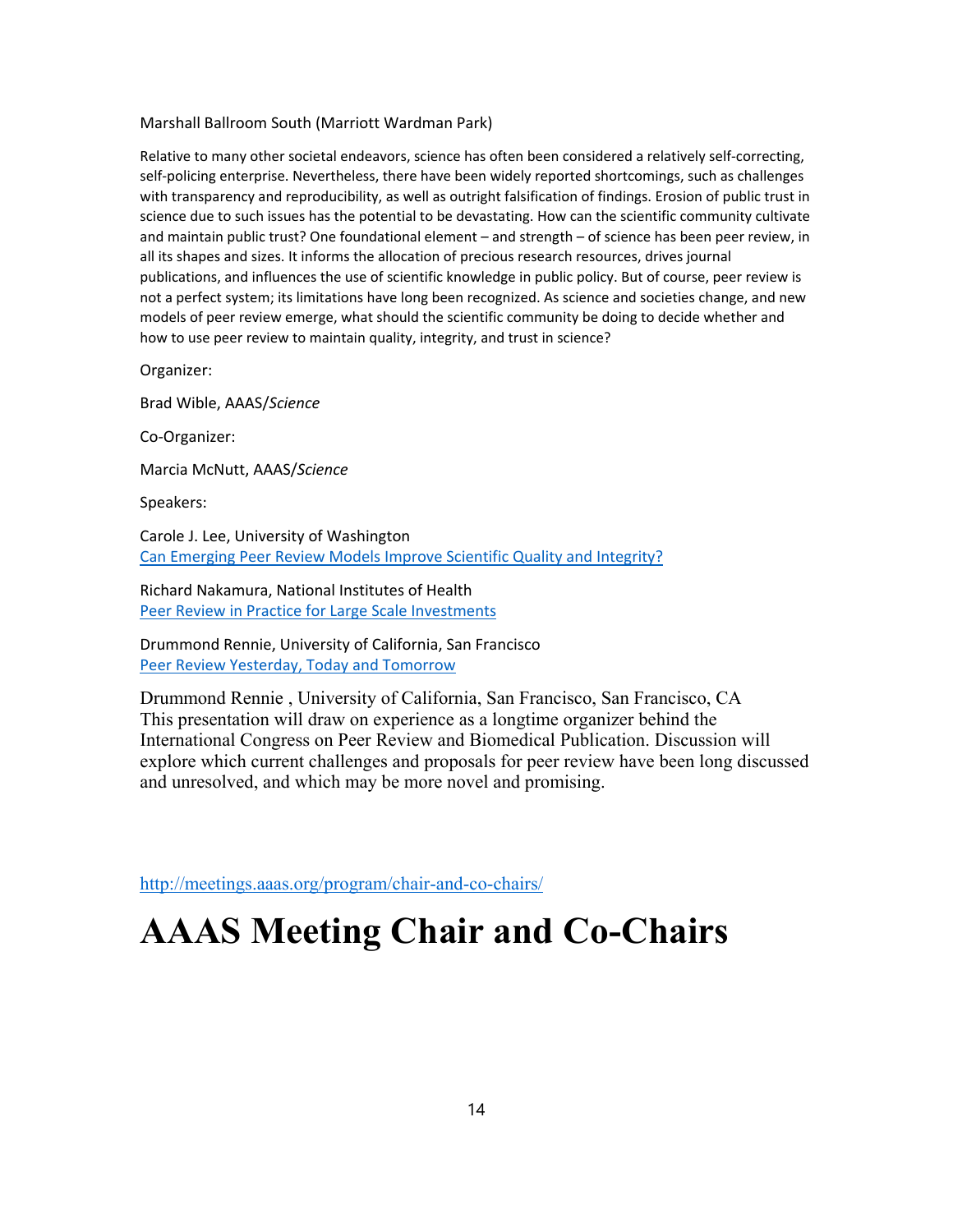Marshall Ballroom South (Marriott Wardman Park)

Relative to many other societal endeavors, science has often been considered a relatively self-correcting, self-policing enterprise. Nevertheless, there have been widely reported shortcomings, such as challenges with transparency and reproducibility, as well as outright falsification of findings. Erosion of public trust in science due to such issues has the potential to be devastating. How can the scientific community cultivate and maintain public trust? One foundational element – and strength – of science has been peer review, in all its shapes and sizes. It informs the allocation of precious research resources, drives journal publications, and influences the use of scientific knowledge in public policy. But of course, peer review is not a perfect system; its limitations have long been recognized. As science and societies change, and new models of peer review emerge, what should the scientific community be doing to decide whether and how to use peer review to maintain quality, integrity, and trust in science?

Organizer:

Brad Wible, AAAS/*Science*

Co-Organizer:

Marcia McNutt, AAAS/*Science*

Speakers:

Carole J. Lee, University of Washington
Can Emerging Peer Review Models Improve Scientific Quality and Integrity?

Richard Nakamura, National Institutes of Health
Peer Review in Practice for Large Scale Investments

Drummond Rennie, University of California, San Francisco
Peer Review Yesterday, Today and Tomorrow

Drummond Rennie , University of California, San Francisco, San Francisco, CA
This presentation will draw on experience as a longtime organizer behind the International Congress on Peer Review and Biomedical Publication. Discussion will explore which current challenges and proposals for peer review have been long discussed and unresolved, and which may be more novel and promising.

http://meetings.aaas.org/program/chair-and-co-chairs/

# AAAS Meeting Chair and Co-Chairs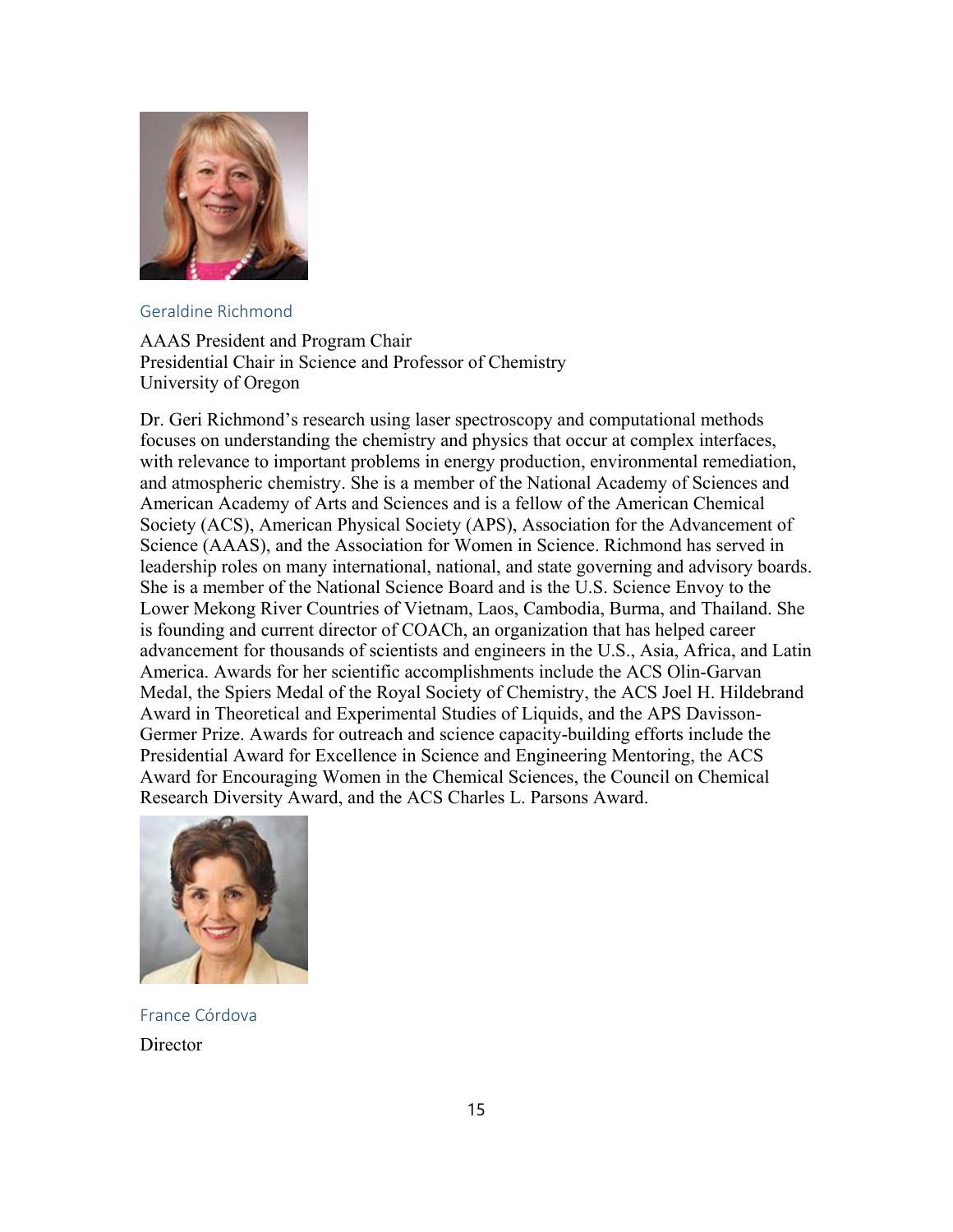### Geraldine Richmond

AAAS President and Program Chair
Presidential Chair in Science and Professor of Chemistry
University of Oregon

Dr. Geri Richmond's research using laser spectroscopy and computational methods focuses on understanding the chemistry and physics that occur at complex interfaces, with relevance to important problems in energy production, environmental remediation, and atmospheric chemistry. She is a member of the National Academy of Sciences and American Academy of Arts and Sciences and is a fellow of the American Chemical Society (ACS), American Physical Society (APS), Association for the Advancement of Science (AAAS), and the Association for Women in Science. Richmond has served in leadership roles on many international, national, and state governing and advisory boards. She is a member of the National Science Board and is the U.S. Science Envoy to the Lower Mekong River Countries of Vietnam, Laos, Cambodia, Burma, and Thailand. She is founding and current director of COACh, an organization that has helped career advancement for thousands of scientists and engineers in the U.S., Asia, Africa, and Latin America. Awards for her scientific accomplishments include the ACS Olin-Garvan Medal, the Spiers Medal of the Royal Society of Chemistry, the ACS Joel H. Hildebrand Award in Theoretical and Experimental Studies of Liquids, and the APS Davisson-Germer Prize. Awards for outreach and science capacity-building efforts include the Presidential Award for Excellence in Science and Engineering Mentoring, the ACS Award for Encouraging Women in the Chemical Sciences, the Council on Chemical Research Diversity Award, and the ACS Charles L. Parsons Award.

### France Córdova

Director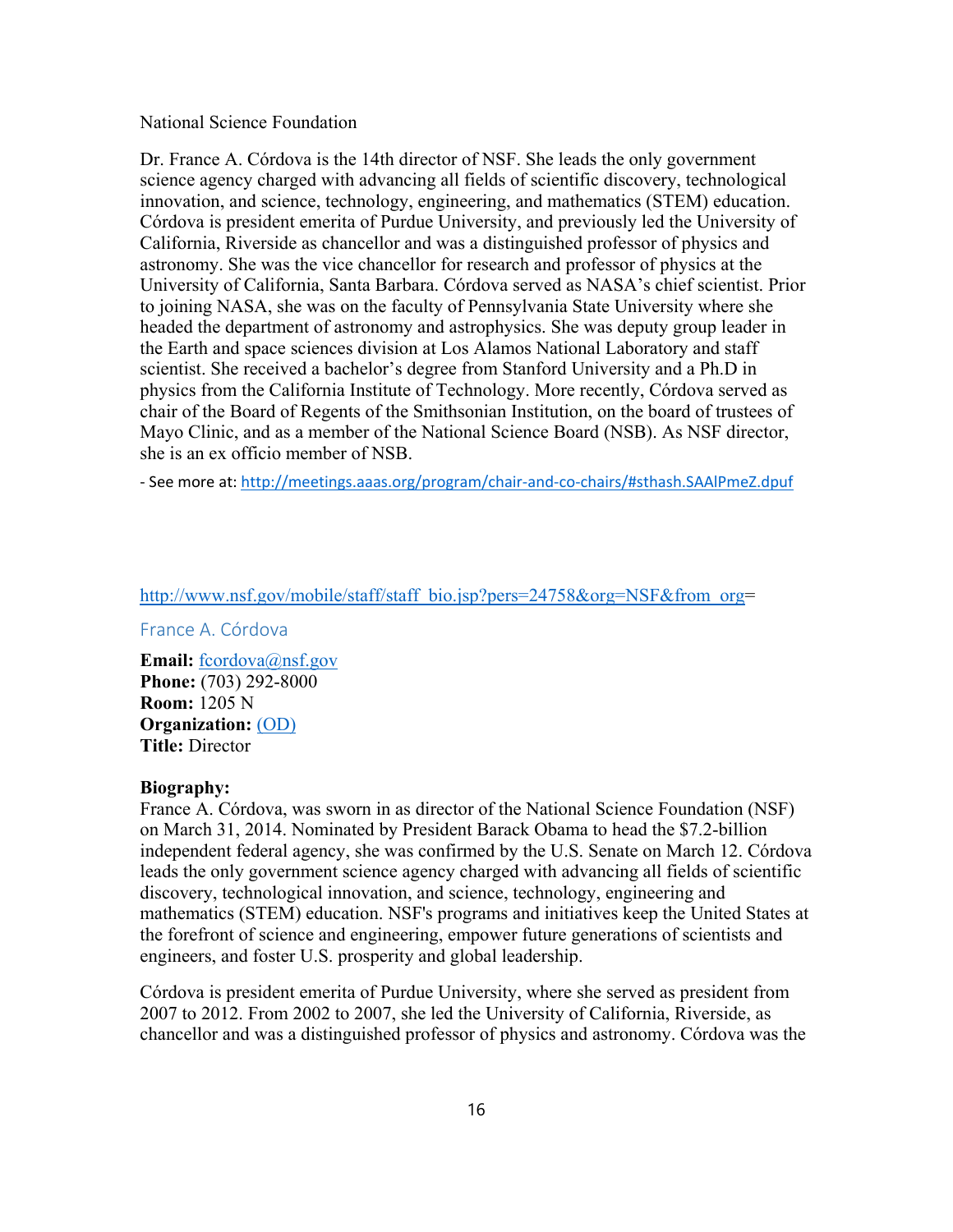National Science Foundation

Dr. France A. Córdova is the 14th director of NSF. She leads the only government science agency charged with advancing all fields of scientific discovery, technological innovation, and science, technology, engineering, and mathematics (STEM) education. Córdova is president emerita of Purdue University, and previously led the University of California, Riverside as chancellor and was a distinguished professor of physics and astronomy. She was the vice chancellor for research and professor of physics at the University of California, Santa Barbara. Córdova served as NASA's chief scientist. Prior to joining NASA, she was on the faculty of Pennsylvania State University where she headed the department of astronomy and astrophysics. She was deputy group leader in the Earth and space sciences division at Los Alamos National Laboratory and staff scientist. She received a bachelor's degree from Stanford University and a Ph.D in physics from the California Institute of Technology. More recently, Córdova served as chair of the Board of Regents of the Smithsonian Institution, on the board of trustees of Mayo Clinic, and as a member of the National Science Board (NSB). As NSF director, she is an ex officio member of NSB.

- See more at: http://meetings.aaas.org/program/chair-and-co-chairs/#sthash.SAAlPmeZ.dpuf

http://www.nsf.gov/mobile/staff/staff_bio.jsp?pers=24758&org=NSF&from_org=

## France A. Córdova

**Email:** fcordova@nsf.gov
**Phone:** (703) 292-8000
**Room:** 1205 N
**Organization:** (OD)
**Title:** Director

**Biography:**
France A. Córdova, was sworn in as director of the National Science Foundation (NSF) on March 31, 2014. Nominated by President Barack Obama to head the $7.2-billion independent federal agency, she was confirmed by the U.S. Senate on March 12. Córdova leads the only government science agency charged with advancing all fields of scientific discovery, technological innovation, and science, technology, engineering and mathematics (STEM) education. NSF's programs and initiatives keep the United States at the forefront of science and engineering, empower future generations of scientists and engineers, and foster U.S. prosperity and global leadership.

Córdova is president emerita of Purdue University, where she served as president from 2007 to 2012. From 2002 to 2007, she led the University of California, Riverside, as chancellor and was a distinguished professor of physics and astronomy. Córdova was the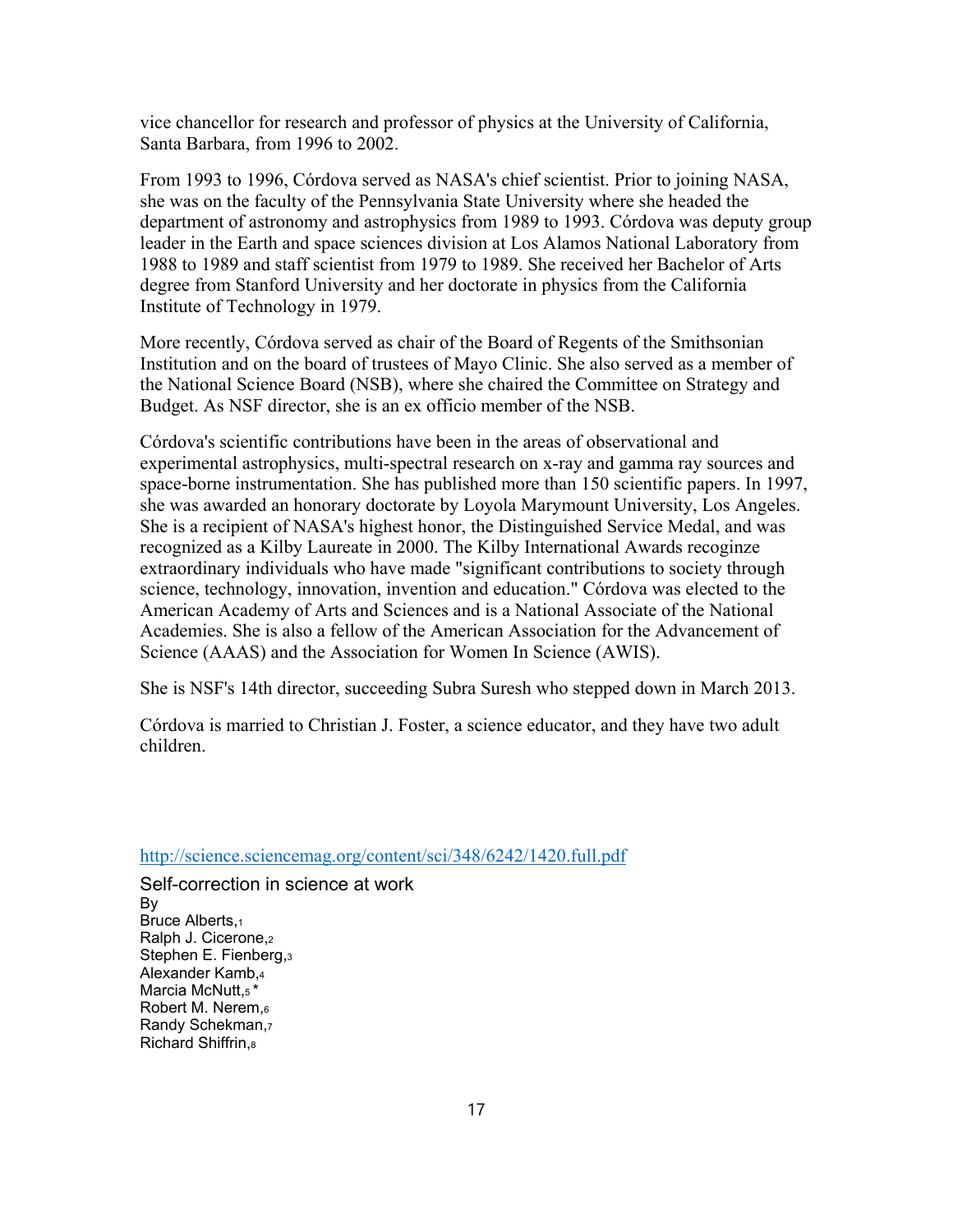vice chancellor for research and professor of physics at the University of California, Santa Barbara, from 1996 to 2002.

From 1993 to 1996, Córdova served as NASA's chief scientist. Prior to joining NASA, she was on the faculty of the Pennsylvania State University where she headed the department of astronomy and astrophysics from 1989 to 1993. Córdova was deputy group leader in the Earth and space sciences division at Los Alamos National Laboratory from 1988 to 1989 and staff scientist from 1979 to 1989. She received her Bachelor of Arts degree from Stanford University and her doctorate in physics from the California Institute of Technology in 1979.

More recently, Córdova served as chair of the Board of Regents of the Smithsonian Institution and on the board of trustees of Mayo Clinic. She also served as a member of the National Science Board (NSB), where she chaired the Committee on Strategy and Budget. As NSF director, she is an ex officio member of the NSB.

Córdova's scientific contributions have been in the areas of observational and experimental astrophysics, multi-spectral research on x-ray and gamma ray sources and space-borne instrumentation. She has published more than 150 scientific papers. In 1997, she was awarded an honorary doctorate by Loyola Marymount University, Los Angeles. She is a recipient of NASA's highest honor, the Distinguished Service Medal, and was recognized as a Kilby Laureate in 2000. The Kilby International Awards recoginze extraordinary individuals who have made "significant contributions to society through science, technology, innovation, invention and education." Córdova was elected to the American Academy of Arts and Sciences and is a National Associate of the National Academies. She is also a fellow of the American Association for the Advancement of Science (AAAS) and the Association for Women In Science (AWIS).

She is NSF's 14th director, succeeding Subra Suresh who stepped down in March 2013.

Córdova is married to Christian J. Foster, a science educator, and they have two adult children.

http://science.sciencemag.org/content/sci/348/6242/1420.full.pdf

Self-correction in science at work

By

Bruce Alberts,[1]
Ralph J. Cicerone,[2]
Stephen E. Fienberg,[3]
Alexander Kamb,[4]
Marcia McNutt,[5]*
Robert M. Nerem,[6]
Randy Schekman,[7]
Richard Shiffrin,[8]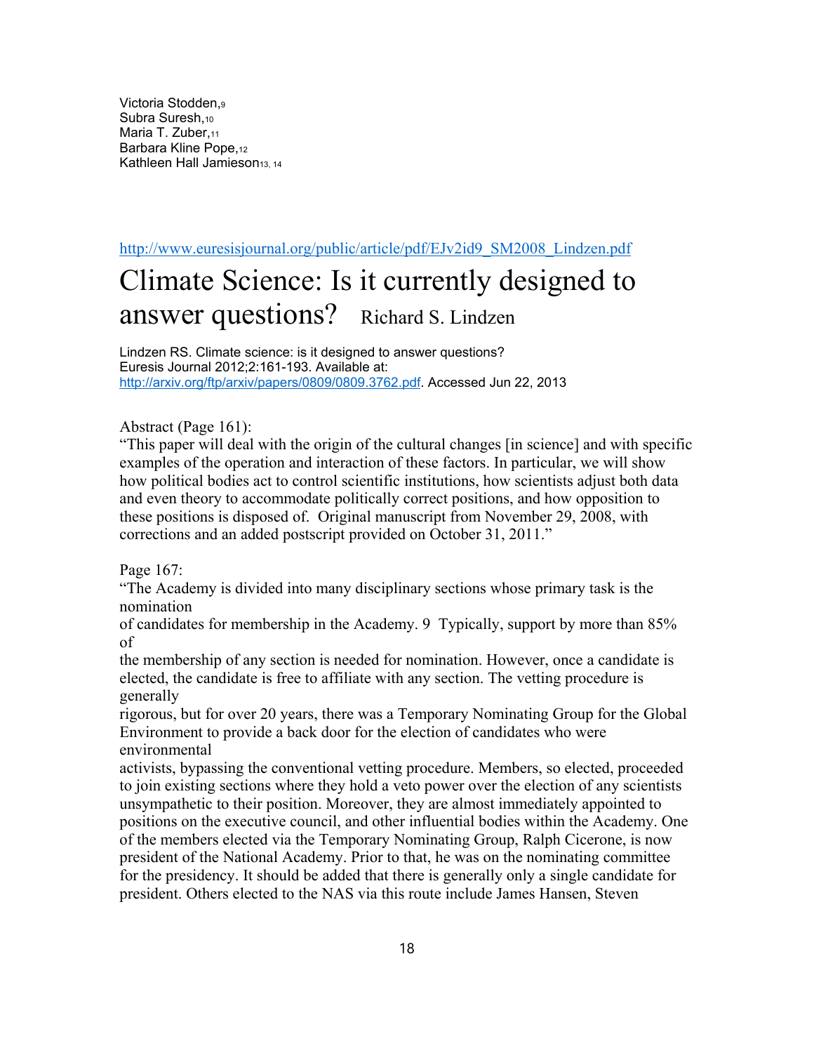Victoria Stodden,[9]
Subra Suresh,[10]
Maria T. Zuber,[11]
Barbara Kline Pope,[12]
Kathleen Hall Jamieson[13, 14]

http://www.euresisjournal.org/public/article/pdf/EJv2id9_SM2008_Lindzen.pdf

# Climate Science: Is it currently designed to answer questions? Richard S. Lindzen

Lindzen RS. Climate science: is it designed to answer questions?
Euresis Journal 2012;2:161-193. Available at:
http://arxiv.org/ftp/arxiv/papers/0809/0809.3762.pdf. Accessed Jun 22, 2013

Abstract (Page 161):
"This paper will deal with the origin of the cultural changes [in science] and with specific examples of the operation and interaction of these factors. In particular, we will show how political bodies act to control scientific institutions, how scientists adjust both data and even theory to accommodate politically correct positions, and how opposition to these positions is disposed of. Original manuscript from November 29, 2008, with corrections and an added postscript provided on October 31, 2011."

Page 167:
"The Academy is divided into many disciplinary sections whose primary task is the nomination of candidates for membership in the Academy. 9 Typically, support by more than 85% of the membership of any section is needed for nomination. However, once a candidate is elected, the candidate is free to affiliate with any section. The vetting procedure is generally rigorous, but for over 20 years, there was a Temporary Nominating Group for the Global Environment to provide a back door for the election of candidates who were environmental activists, bypassing the conventional vetting procedure. Members, so elected, proceeded to join existing sections where they hold a veto power over the election of any scientists unsympathetic to their position. Moreover, they are almost immediately appointed to positions on the executive council, and other influential bodies within the Academy. One of the members elected via the Temporary Nominating Group, Ralph Cicerone, is now president of the National Academy. Prior to that, he was on the nominating committee for the presidency. It should be added that there is generally only a single candidate for president. Others elected to the NAS via this route include James Hansen, Steven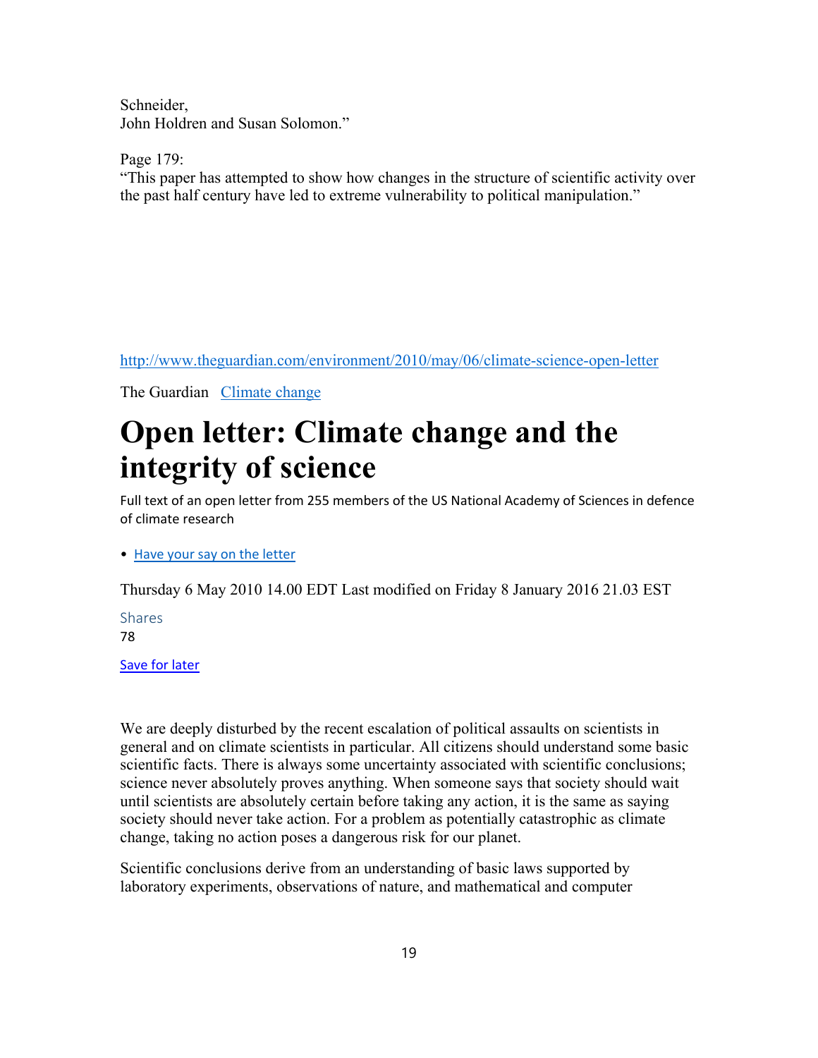Schneider,
John Holdren and Susan Solomon."

Page 179:
"This paper has attempted to show how changes in the structure of scientific activity over the past half century have led to extreme vulnerability to political manipulation."

http://www.theguardian.com/environment/2010/may/06/climate-science-open-letter

The Guardian   Climate change

# Open letter: Climate change and the integrity of science

Full text of an open letter from 255 members of the US National Academy of Sciences in defence of climate research

- Have your say on the letter

Thursday 6 May 2010 14.00 EDT Last modified on Friday 8 January 2016 21.03 EST

Shares
78

Save for later

We are deeply disturbed by the recent escalation of political assaults on scientists in general and on climate scientists in particular. All citizens should understand some basic scientific facts. There is always some uncertainty associated with scientific conclusions; science never absolutely proves anything. When someone says that society should wait until scientists are absolutely certain before taking any action, it is the same as saying society should never take action. For a problem as potentially catastrophic as climate change, taking no action poses a dangerous risk for our planet.

Scientific conclusions derive from an understanding of basic laws supported by laboratory experiments, observations of nature, and mathematical and computer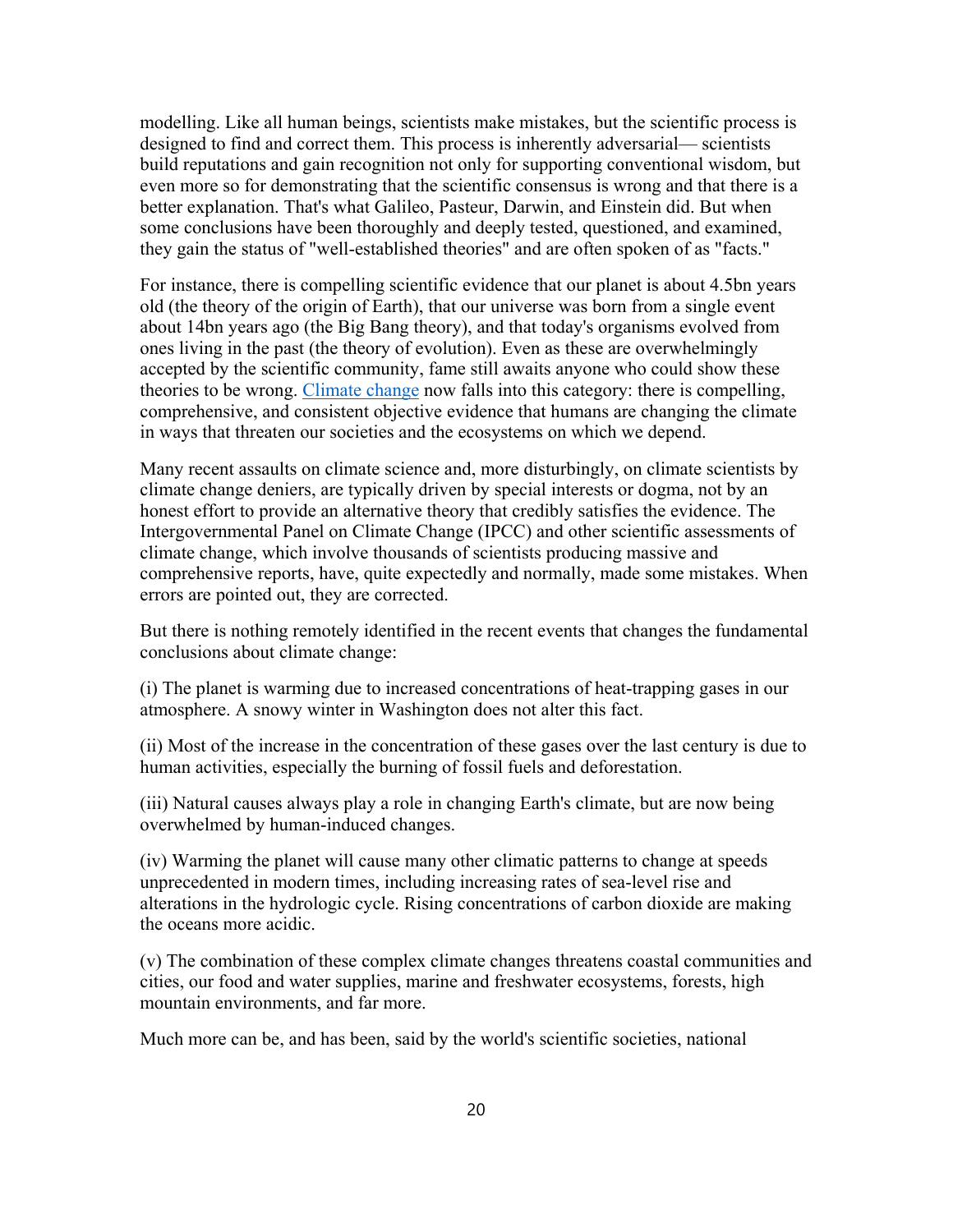modelling. Like all human beings, scientists make mistakes, but the scientific process is designed to find and correct them. This process is inherently adversarial— scientists build reputations and gain recognition not only for supporting conventional wisdom, but even more so for demonstrating that the scientific consensus is wrong and that there is a better explanation. That's what Galileo, Pasteur, Darwin, and Einstein did. But when some conclusions have been thoroughly and deeply tested, questioned, and examined, they gain the status of "well-established theories" and are often spoken of as "facts."

For instance, there is compelling scientific evidence that our planet is about 4.5bn years old (the theory of the origin of Earth), that our universe was born from a single event about 14bn years ago (the Big Bang theory), and that today's organisms evolved from ones living in the past (the theory of evolution). Even as these are overwhelmingly accepted by the scientific community, fame still awaits anyone who could show these theories to be wrong. Climate change now falls into this category: there is compelling, comprehensive, and consistent objective evidence that humans are changing the climate in ways that threaten our societies and the ecosystems on which we depend.

Many recent assaults on climate science and, more disturbingly, on climate scientists by climate change deniers, are typically driven by special interests or dogma, not by an honest effort to provide an alternative theory that credibly satisfies the evidence. The Intergovernmental Panel on Climate Change (IPCC) and other scientific assessments of climate change, which involve thousands of scientists producing massive and comprehensive reports, have, quite expectedly and normally, made some mistakes. When errors are pointed out, they are corrected.

But there is nothing remotely identified in the recent events that changes the fundamental conclusions about climate change:

(i) The planet is warming due to increased concentrations of heat-trapping gases in our atmosphere. A snowy winter in Washington does not alter this fact.

(ii) Most of the increase in the concentration of these gases over the last century is due to human activities, especially the burning of fossil fuels and deforestation.

(iii) Natural causes always play a role in changing Earth's climate, but are now being overwhelmed by human-induced changes.

(iv) Warming the planet will cause many other climatic patterns to change at speeds unprecedented in modern times, including increasing rates of sea-level rise and alterations in the hydrologic cycle. Rising concentrations of carbon dioxide are making the oceans more acidic.

(v) The combination of these complex climate changes threatens coastal communities and cities, our food and water supplies, marine and freshwater ecosystems, forests, high mountain environments, and far more.

Much more can be, and has been, said by the world's scientific societies, national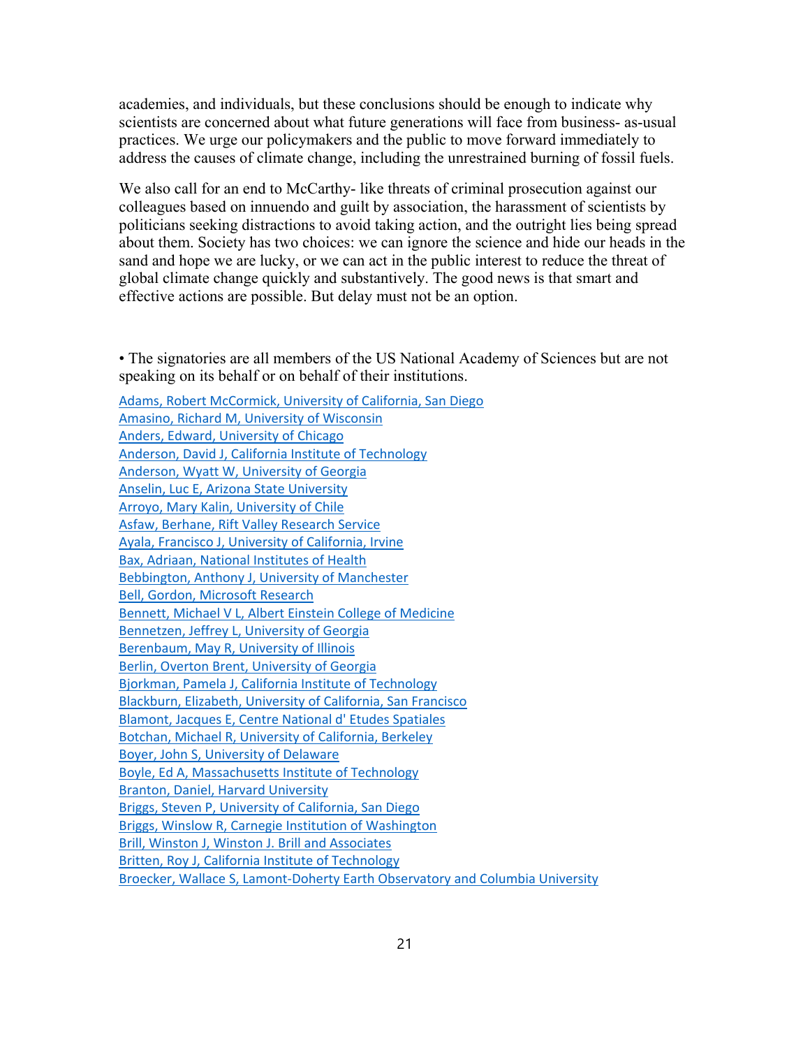academies, and individuals, but these conclusions should be enough to indicate why scientists are concerned about what future generations will face from business- as-usual practices. We urge our policymakers and the public to move forward immediately to address the causes of climate change, including the unrestrained burning of fossil fuels.

We also call for an end to McCarthy- like threats of criminal prosecution against our colleagues based on innuendo and guilt by association, the harassment of scientists by politicians seeking distractions to avoid taking action, and the outright lies being spread about them. Society has two choices: we can ignore the science and hide our heads in the sand and hope we are lucky, or we can act in the public interest to reduce the threat of global climate change quickly and substantively. The good news is that smart and effective actions are possible. But delay must not be an option.

• The signatories are all members of the US National Academy of Sciences but are not speaking on its behalf or on behalf of their institutions.

Adams, Robert McCormick, University of California, San Diego
Amasino, Richard M, University of Wisconsin
Anders, Edward, University of Chicago
Anderson, David J, California Institute of Technology
Anderson, Wyatt W, University of Georgia
Anselin, Luc E, Arizona State University
Arroyo, Mary Kalin, University of Chile
Asfaw, Berhane, Rift Valley Research Service
Ayala, Francisco J, University of California, Irvine
Bax, Adriaan, National Institutes of Health
Bebbington, Anthony J, University of Manchester
Bell, Gordon, Microsoft Research
Bennett, Michael V L, Albert Einstein College of Medicine
Bennetzen, Jeffrey L, University of Georgia
Berenbaum, May R, University of Illinois
Berlin, Overton Brent, University of Georgia
Bjorkman, Pamela J, California Institute of Technology
Blackburn, Elizabeth, University of California, San Francisco
Blamont, Jacques E, Centre National d' Etudes Spatiales
Botchan, Michael R, University of California, Berkeley
Boyer, John S, University of Delaware
Boyle, Ed A, Massachusetts Institute of Technology
Branton, Daniel, Harvard University
Briggs, Steven P, University of California, San Diego
Briggs, Winslow R, Carnegie Institution of Washington
Brill, Winston J, Winston J. Brill and Associates
Britten, Roy J, California Institute of Technology
Broecker, Wallace S, Lamont-Doherty Earth Observatory and Columbia University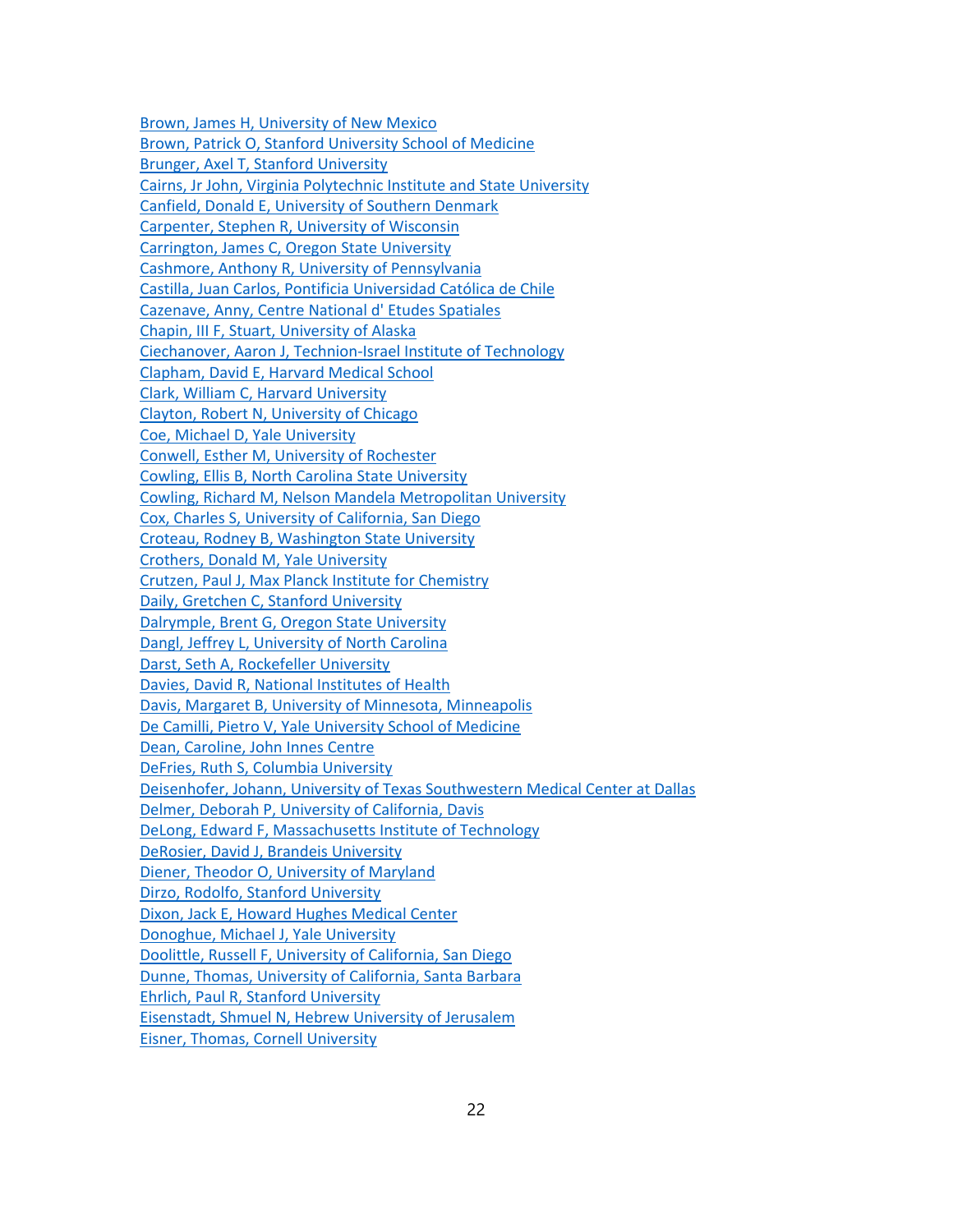Brown, James H, University of New Mexico
Brown, Patrick O, Stanford University School of Medicine
Brunger, Axel T, Stanford University
Cairns, Jr John, Virginia Polytechnic Institute and State University
Canfield, Donald E, University of Southern Denmark
Carpenter, Stephen R, University of Wisconsin
Carrington, James C, Oregon State University
Cashmore, Anthony R, University of Pennsylvania
Castilla, Juan Carlos, Pontificia Universidad Católica de Chile
Cazenave, Anny, Centre National d' Etudes Spatiales
Chapin, III F, Stuart, University of Alaska
Ciechanover, Aaron J, Technion-Israel Institute of Technology
Clapham, David E, Harvard Medical School
Clark, William C, Harvard University
Clayton, Robert N, University of Chicago
Coe, Michael D, Yale University
Conwell, Esther M, University of Rochester
Cowling, Ellis B, North Carolina State University
Cowling, Richard M, Nelson Mandela Metropolitan University
Cox, Charles S, University of California, San Diego
Croteau, Rodney B, Washington State University
Crothers, Donald M, Yale University
Crutzen, Paul J, Max Planck Institute for Chemistry
Daily, Gretchen C, Stanford University
Dalrymple, Brent G, Oregon State University
Dangl, Jeffrey L, University of North Carolina
Darst, Seth A, Rockefeller University
Davies, David R, National Institutes of Health
Davis, Margaret B, University of Minnesota, Minneapolis
De Camilli, Pietro V, Yale University School of Medicine
Dean, Caroline, John Innes Centre
DeFries, Ruth S, Columbia University
Deisenhofer, Johann, University of Texas Southwestern Medical Center at Dallas
Delmer, Deborah P, University of California, Davis
DeLong, Edward F, Massachusetts Institute of Technology
DeRosier, David J, Brandeis University
Diener, Theodor O, University of Maryland
Dirzo, Rodolfo, Stanford University
Dixon, Jack E, Howard Hughes Medical Center
Donoghue, Michael J, Yale University
Doolittle, Russell F, University of California, San Diego
Dunne, Thomas, University of California, Santa Barbara
Ehrlich, Paul R, Stanford University
Eisenstadt, Shmuel N, Hebrew University of Jerusalem
Eisner, Thomas, Cornell University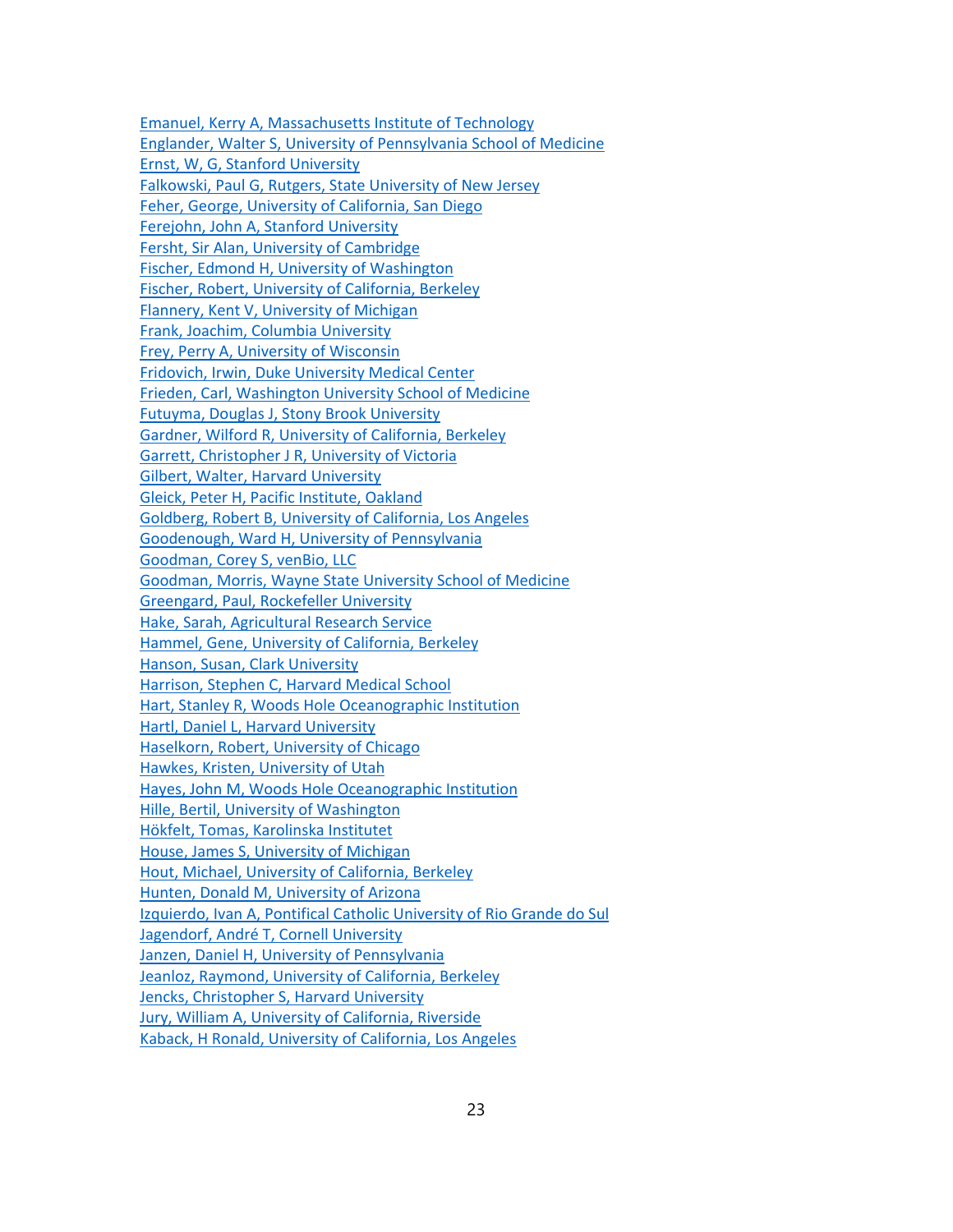Emanuel, Kerry A, Massachusetts Institute of Technology
Englander, Walter S, University of Pennsylvania School of Medicine
Ernst, W, G, Stanford University
Falkowski, Paul G, Rutgers, State University of New Jersey
Feher, George, University of California, San Diego
Ferejohn, John A, Stanford University
Fersht, Sir Alan, University of Cambridge
Fischer, Edmond H, University of Washington
Fischer, Robert, University of California, Berkeley
Flannery, Kent V, University of Michigan
Frank, Joachim, Columbia University
Frey, Perry A, University of Wisconsin
Fridovich, Irwin, Duke University Medical Center
Frieden, Carl, Washington University School of Medicine
Futuyma, Douglas J, Stony Brook University
Gardner, Wilford R, University of California, Berkeley
Garrett, Christopher J R, University of Victoria
Gilbert, Walter, Harvard University
Gleick, Peter H, Pacific Institute, Oakland
Goldberg, Robert B, University of California, Los Angeles
Goodenough, Ward H, University of Pennsylvania
Goodman, Corey S, venBio, LLC
Goodman, Morris, Wayne State University School of Medicine
Greengard, Paul, Rockefeller University
Hake, Sarah, Agricultural Research Service
Hammel, Gene, University of California, Berkeley
Hanson, Susan, Clark University
Harrison, Stephen C, Harvard Medical School
Hart, Stanley R, Woods Hole Oceanographic Institution
Hartl, Daniel L, Harvard University
Haselkorn, Robert, University of Chicago
Hawkes, Kristen, University of Utah
Hayes, John M, Woods Hole Oceanographic Institution
Hille, Bertil, University of Washington
Hökfelt, Tomas, Karolinska Institutet
House, James S, University of Michigan
Hout, Michael, University of California, Berkeley
Hunten, Donald M, University of Arizona
Izquierdo, Ivan A, Pontifical Catholic University of Rio Grande do Sul
Jagendorf, André T, Cornell University
Janzen, Daniel H, University of Pennsylvania
Jeanloz, Raymond, University of California, Berkeley
Jencks, Christopher S, Harvard University
Jury, William A, University of California, Riverside
Kaback, H Ronald, University of California, Los Angeles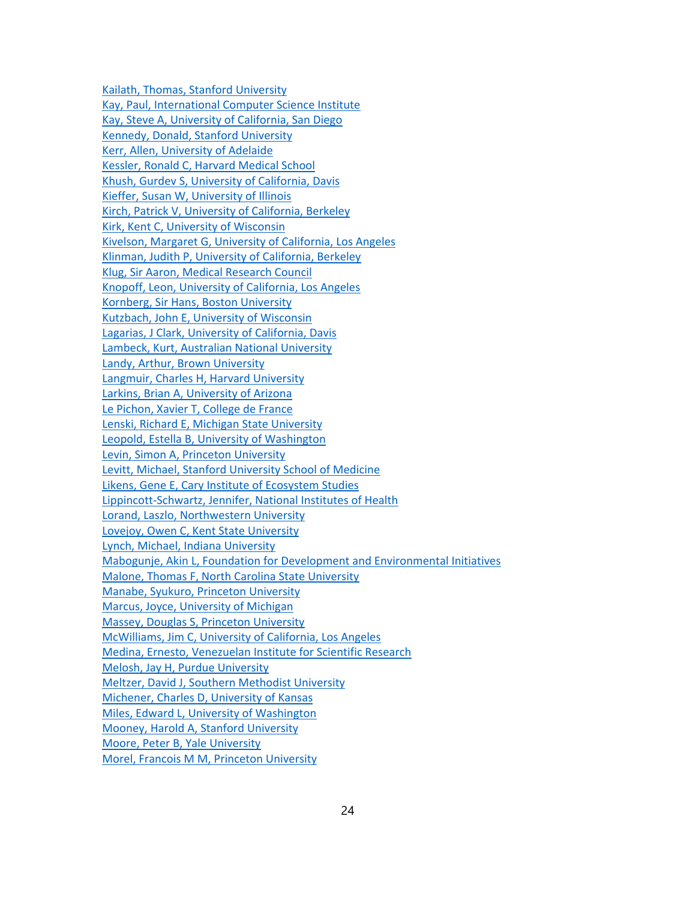Kailath, Thomas, Stanford University
Kay, Paul, International Computer Science Institute
Kay, Steve A, University of California, San Diego
Kennedy, Donald, Stanford University
Kerr, Allen, University of Adelaide
Kessler, Ronald C, Harvard Medical School
Khush, Gurdev S, University of California, Davis
Kieffer, Susan W, University of Illinois
Kirch, Patrick V, University of California, Berkeley
Kirk, Kent C, University of Wisconsin
Kivelson, Margaret G, University of California, Los Angeles
Klinman, Judith P, University of California, Berkeley
Klug, Sir Aaron, Medical Research Council
Knopoff, Leon, University of California, Los Angeles
Kornberg, Sir Hans, Boston University
Kutzbach, John E, University of Wisconsin
Lagarias, J Clark, University of California, Davis
Lambeck, Kurt, Australian National University
Landy, Arthur, Brown University
Langmuir, Charles H, Harvard University
Larkins, Brian A, University of Arizona
Le Pichon, Xavier T, College de France
Lenski, Richard E, Michigan State University
Leopold, Estella B, University of Washington
Levin, Simon A, Princeton University
Levitt, Michael, Stanford University School of Medicine
Likens, Gene E, Cary Institute of Ecosystem Studies
Lippincott-Schwartz, Jennifer, National Institutes of Health
Lorand, Laszlo, Northwestern University
Lovejoy, Owen C, Kent State University
Lynch, Michael, Indiana University
Mabogunje, Akin L, Foundation for Development and Environmental Initiatives
Malone, Thomas F, North Carolina State University
Manabe, Syukuro, Princeton University
Marcus, Joyce, University of Michigan
Massey, Douglas S, Princeton University
McWilliams, Jim C, University of California, Los Angeles
Medina, Ernesto, Venezuelan Institute for Scientific Research
Melosh, Jay H, Purdue University
Meltzer, David J, Southern Methodist University
Michener, Charles D, University of Kansas
Miles, Edward L, University of Washington
Mooney, Harold A, Stanford University
Moore, Peter B, Yale University
Morel, Francois M M, Princeton University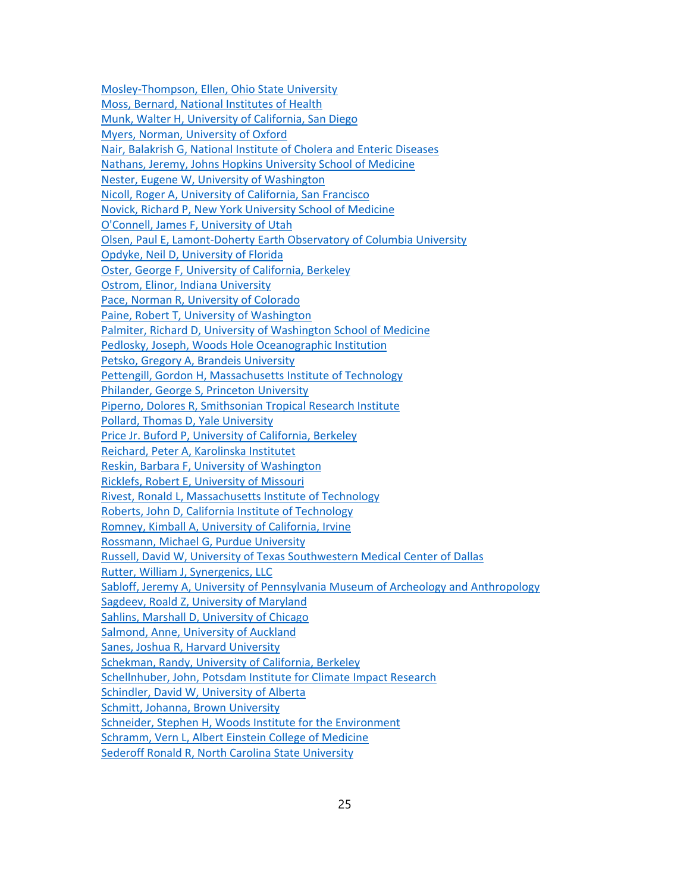Mosley-Thompson, Ellen, Ohio State University
Moss, Bernard, National Institutes of Health
Munk, Walter H, University of California, San Diego
Myers, Norman, University of Oxford
Nair, Balakrish G, National Institute of Cholera and Enteric Diseases
Nathans, Jeremy, Johns Hopkins University School of Medicine
Nester, Eugene W, University of Washington
Nicoll, Roger A, University of California, San Francisco
Novick, Richard P, New York University School of Medicine
O'Connell, James F, University of Utah
Olsen, Paul E, Lamont-Doherty Earth Observatory of Columbia University
Opdyke, Neil D, University of Florida
Oster, George F, University of California, Berkeley
Ostrom, Elinor, Indiana University
Pace, Norman R, University of Colorado
Paine, Robert T, University of Washington
Palmiter, Richard D, University of Washington School of Medicine
Pedlosky, Joseph, Woods Hole Oceanographic Institution
Petsko, Gregory A, Brandeis University
Pettengill, Gordon H, Massachusetts Institute of Technology
Philander, George S, Princeton University
Piperno, Dolores R, Smithsonian Tropical Research Institute
Pollard, Thomas D, Yale University
Price Jr. Buford P, University of California, Berkeley
Reichard, Peter A, Karolinska Institutet
Reskin, Barbara F, University of Washington
Ricklefs, Robert E, University of Missouri
Rivest, Ronald L, Massachusetts Institute of Technology
Roberts, John D, California Institute of Technology
Romney, Kimball A, University of California, Irvine
Rossmann, Michael G, Purdue University
Russell, David W, University of Texas Southwestern Medical Center of Dallas
Rutter, William J, Synergenics, LLC
Sabloff, Jeremy A, University of Pennsylvania Museum of Archeology and Anthropology
Sagdeev, Roald Z, University of Maryland
Sahlins, Marshall D, University of Chicago
Salmond, Anne, University of Auckland
Sanes, Joshua R, Harvard University
Schekman, Randy, University of California, Berkeley
Schellnhuber, John, Potsdam Institute for Climate Impact Research
Schindler, David W, University of Alberta
Schmitt, Johanna, Brown University
Schneider, Stephen H, Woods Institute for the Environment
Schramm, Vern L, Albert Einstein College of Medicine
Sederoff Ronald R, North Carolina State University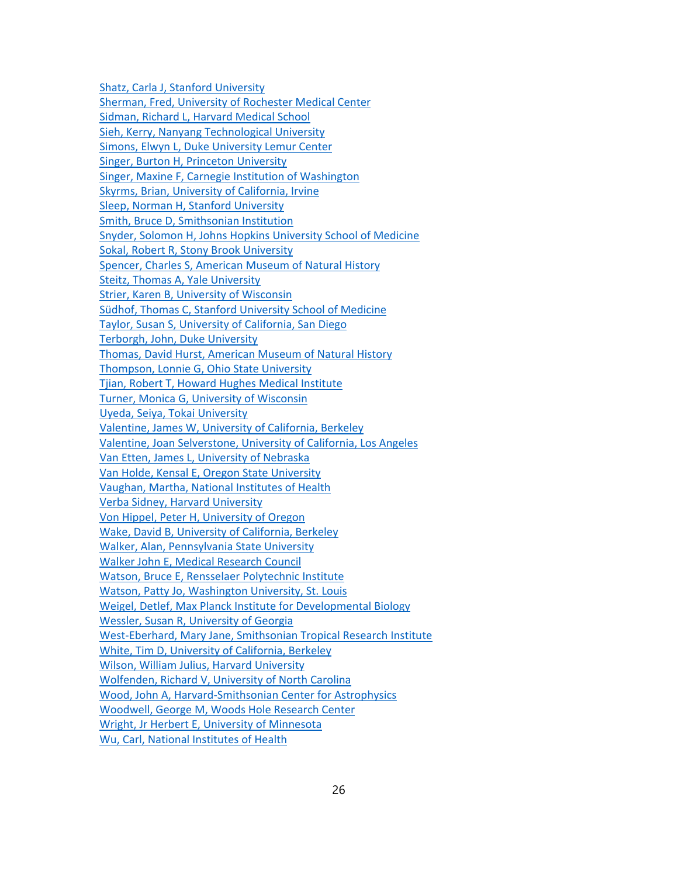Shatz, Carla J, Stanford University
Sherman, Fred, University of Rochester Medical Center
Sidman, Richard L, Harvard Medical School
Sieh, Kerry, Nanyang Technological University
Simons, Elwyn L, Duke University Lemur Center
Singer, Burton H, Princeton University
Singer, Maxine F, Carnegie Institution of Washington
Skyrms, Brian, University of California, Irvine
Sleep, Norman H, Stanford University
Smith, Bruce D, Smithsonian Institution
Snyder, Solomon H, Johns Hopkins University School of Medicine
Sokal, Robert R, Stony Brook University
Spencer, Charles S, American Museum of Natural History
Steitz, Thomas A, Yale University
Strier, Karen B, University of Wisconsin
Südhof, Thomas C, Stanford University School of Medicine
Taylor, Susan S, University of California, San Diego
Terborgh, John, Duke University
Thomas, David Hurst, American Museum of Natural History
Thompson, Lonnie G, Ohio State University
Tjian, Robert T, Howard Hughes Medical Institute
Turner, Monica G, University of Wisconsin
Uyeda, Seiya, Tokai University
Valentine, James W, University of California, Berkeley
Valentine, Joan Selverstone, University of California, Los Angeles
Van Etten, James L, University of Nebraska
Van Holde, Kensal E, Oregon State University
Vaughan, Martha, National Institutes of Health
Verba Sidney, Harvard University
Von Hippel, Peter H, University of Oregon
Wake, David B, University of California, Berkeley
Walker, Alan, Pennsylvania State University
Walker John E, Medical Research Council
Watson, Bruce E, Rensselaer Polytechnic Institute
Watson, Patty Jo, Washington University, St. Louis
Weigel, Detlef, Max Planck Institute for Developmental Biology
Wessler, Susan R, University of Georgia
West-Eberhard, Mary Jane, Smithsonian Tropical Research Institute
White, Tim D, University of California, Berkeley
Wilson, William Julius, Harvard University
Wolfenden, Richard V, University of North Carolina
Wood, John A, Harvard-Smithsonian Center for Astrophysics
Woodwell, George M, Woods Hole Research Center
Wright, Jr Herbert E, University of Minnesota
Wu, Carl, National Institutes of Health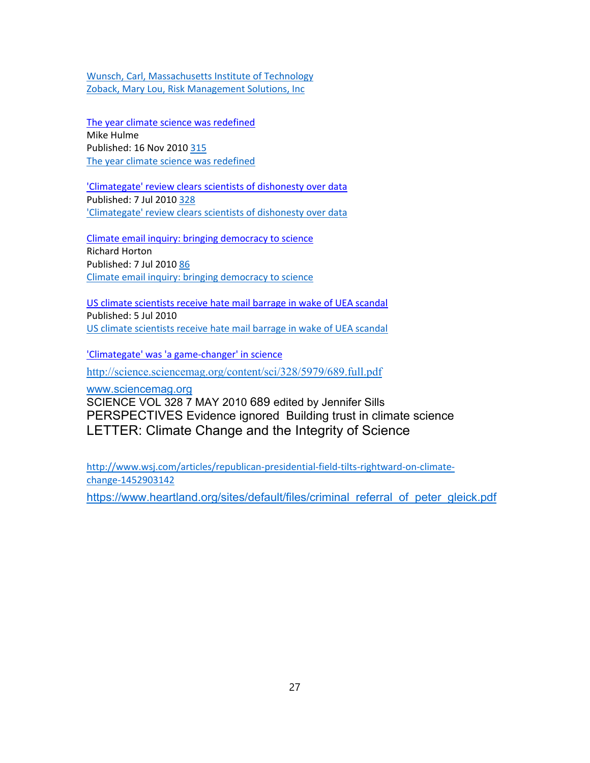Wunsch, Carl, Massachusetts Institute of Technology
Zoback, Mary Lou, Risk Management Solutions, Inc

The year climate science was redefined
Mike Hulme
Published: 16 Nov 2010 315
The year climate science was redefined

'Climategate' review clears scientists of dishonesty over data
Published: 7 Jul 2010 328
'Climategate' review clears scientists of dishonesty over data

Climate email inquiry: bringing democracy to science
Richard Horton
Published: 7 Jul 2010 86
Climate email inquiry: bringing democracy to science

US climate scientists receive hate mail barrage in wake of UEA scandal
Published: 5 Jul 2010
US climate scientists receive hate mail barrage in wake of UEA scandal

'Climategate' was 'a game-changer' in science

http://science.sciencemag.org/content/sci/328/5979/689.full.pdf

www.sciencemag.org
SCIENCE VOL 328 7 MAY 2010 689 edited by Jennifer Sills
PERSPECTIVES Evidence ignored Building trust in climate science
LETTER: Climate Change and the Integrity of Science

http://www.wsj.com/articles/republican-presidential-field-tilts-rightward-on-climate-change-1452903142
https://www.heartland.org/sites/default/files/criminal_referral_of_peter_gleick.pdf